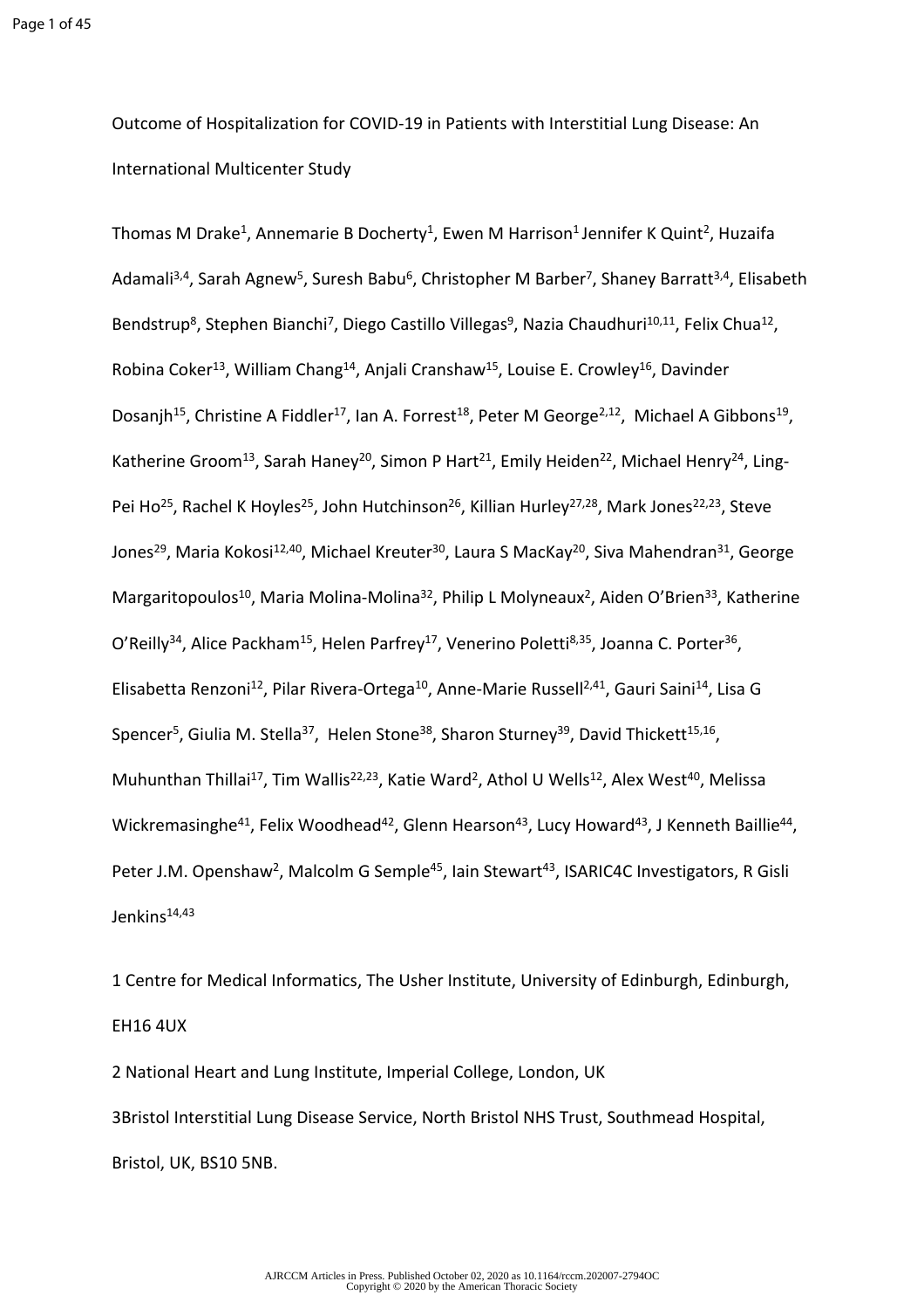Outcome of Hospitalization for COVID-19 in Patients with Interstitial Lung Disease: An International Multicenter Study

Thomas M Drake[1], Annemarie B Docherty[1], Ewen M Harrison[1] Jennifer K Quint[2], Huzaifa Adamali[3,4], Sarah Agnew[5], Suresh Babu[6], Christopher M Barber[7], Shaney Barratt[3,4], Elisabeth Bendstrup[8], Stephen Bianchi[7], Diego Castillo Villegas[9], Nazia Chaudhuri[10,11], Felix Chua[12], Robina Coker[13], William Chang[14], Anjali Cranshaw[15], Louise E. Crowley[16], Davinder Dosanjh[15], Christine A Fiddler[17], Ian A. Forrest[18], Peter M George[2,12], Michael A Gibbons[19], Katherine Groom[13], Sarah Haney[20], Simon P Hart[21], Emily Heiden[22], Michael Henry[24], Ling-Pei Ho[25], Rachel K Hoyles[25], John Hutchinson[26], Killian Hurley[27,28], Mark Jones[22,23], Steve Jones[29], Maria Kokosi[12,40], Michael Kreuter[30], Laura S MacKay[20], Siva Mahendran[31], George Margaritopoulos[10], Maria Molina-Molina[32], Philip L Molyneaux[2], Aiden O'Brien[33], Katherine O'Reilly[34], Alice Packham[15], Helen Parfrey[17], Venerino Poletti[8,35], Joanna C. Porter[36], Elisabetta Renzoni[12], Pilar Rivera-Ortega[10], Anne-Marie Russell[2,41], Gauri Saini[14], Lisa G Spencer[5], Giulia M. Stella[37], Helen Stone[38], Sharon Sturney[39], David Thickett[15,16], Muhunthan Thillai[17], Tim Wallis[22,23], Katie Ward[2], Athol U Wells[12], Alex West[40], Melissa Wickremasinghe[41], Felix Woodhead[42], Glenn Hearson[43], Lucy Howard[43], J Kenneth Baillie[44], Peter J.M. Openshaw[2], Malcolm G Semple[45], Iain Stewart[43], ISARIC4C Investigators, R Gisli Jenkins[14,43]

1 Centre for Medical Informatics, The Usher Institute, University of Edinburgh, Edinburgh, EH16 4UX

2 National Heart and Lung Institute, Imperial College, London, UK

3Bristol Interstitial Lung Disease Service, North Bristol NHS Trust, Southmead Hospital, Bristol, UK, BS10 5NB.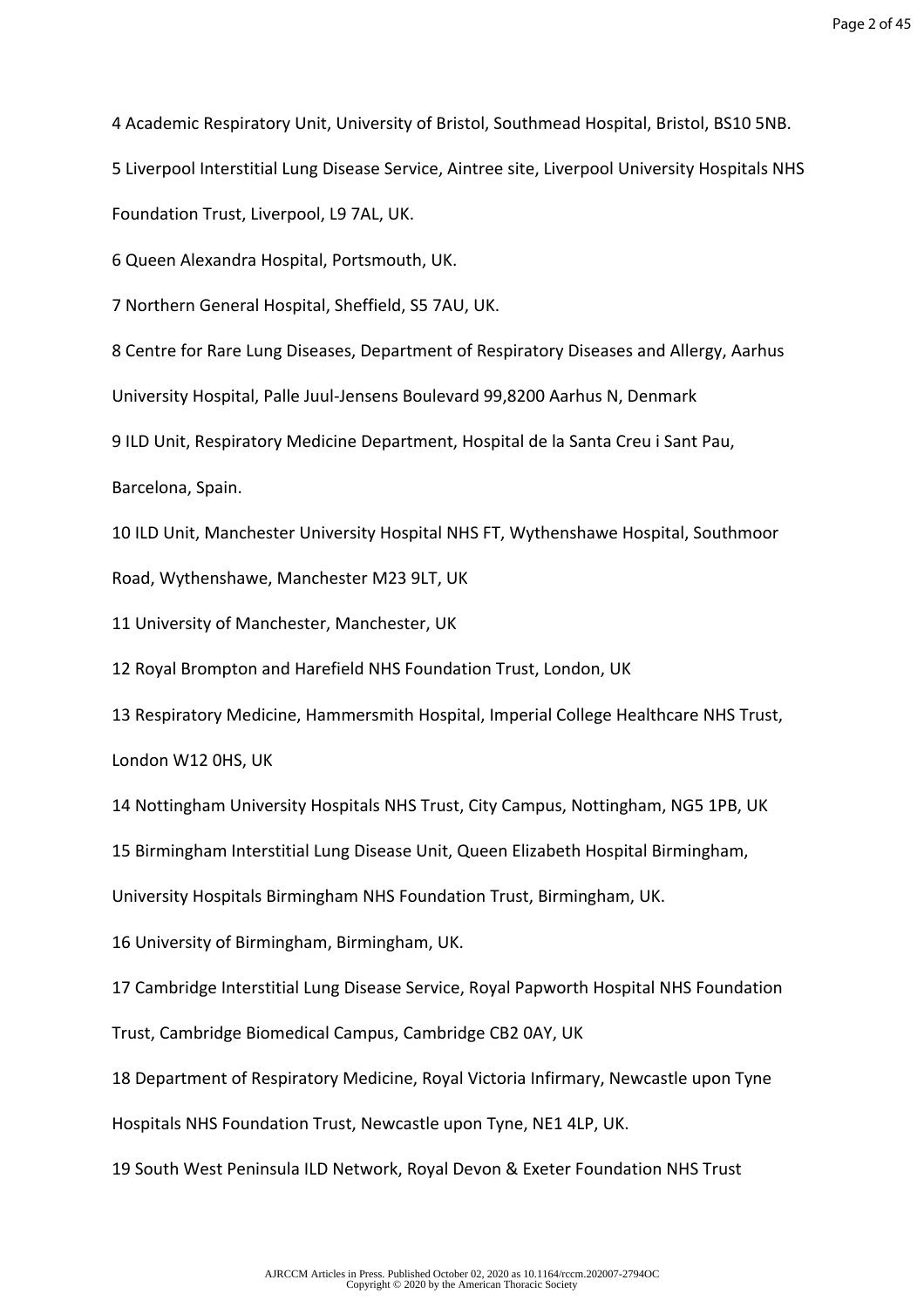4 Academic Respiratory Unit, University of Bristol, Southmead Hospital, Bristol, BS10 5NB.

5 Liverpool Interstitial Lung Disease Service, Aintree site, Liverpool University Hospitals NHS Foundation Trust, Liverpool, L9 7AL, UK.

6 Queen Alexandra Hospital, Portsmouth, UK.

7 Northern General Hospital, Sheffield, S5 7AU, UK.

8 Centre for Rare Lung Diseases, Department of Respiratory Diseases and Allergy, Aarhus University Hospital, Palle Juul-Jensens Boulevard 99,8200 Aarhus N, Denmark

9 ILD Unit, Respiratory Medicine Department, Hospital de la Santa Creu i Sant Pau, Barcelona, Spain.

10 ILD Unit, Manchester University Hospital NHS FT, Wythenshawe Hospital, Southmoor Road, Wythenshawe, Manchester M23 9LT, UK

11 University of Manchester, Manchester, UK

12 Royal Brompton and Harefield NHS Foundation Trust, London, UK

13 Respiratory Medicine, Hammersmith Hospital, Imperial College Healthcare NHS Trust, London W12 0HS, UK

14 Nottingham University Hospitals NHS Trust, City Campus, Nottingham, NG5 1PB, UK

15 Birmingham Interstitial Lung Disease Unit, Queen Elizabeth Hospital Birmingham, University Hospitals Birmingham NHS Foundation Trust, Birmingham, UK.

16 University of Birmingham, Birmingham, UK.

17 Cambridge Interstitial Lung Disease Service, Royal Papworth Hospital NHS Foundation Trust, Cambridge Biomedical Campus, Cambridge CB2 0AY, UK

18 Department of Respiratory Medicine, Royal Victoria Infirmary, Newcastle upon Tyne Hospitals NHS Foundation Trust, Newcastle upon Tyne, NE1 4LP, UK.

19 South West Peninsula ILD Network, Royal Devon & Exeter Foundation NHS Trust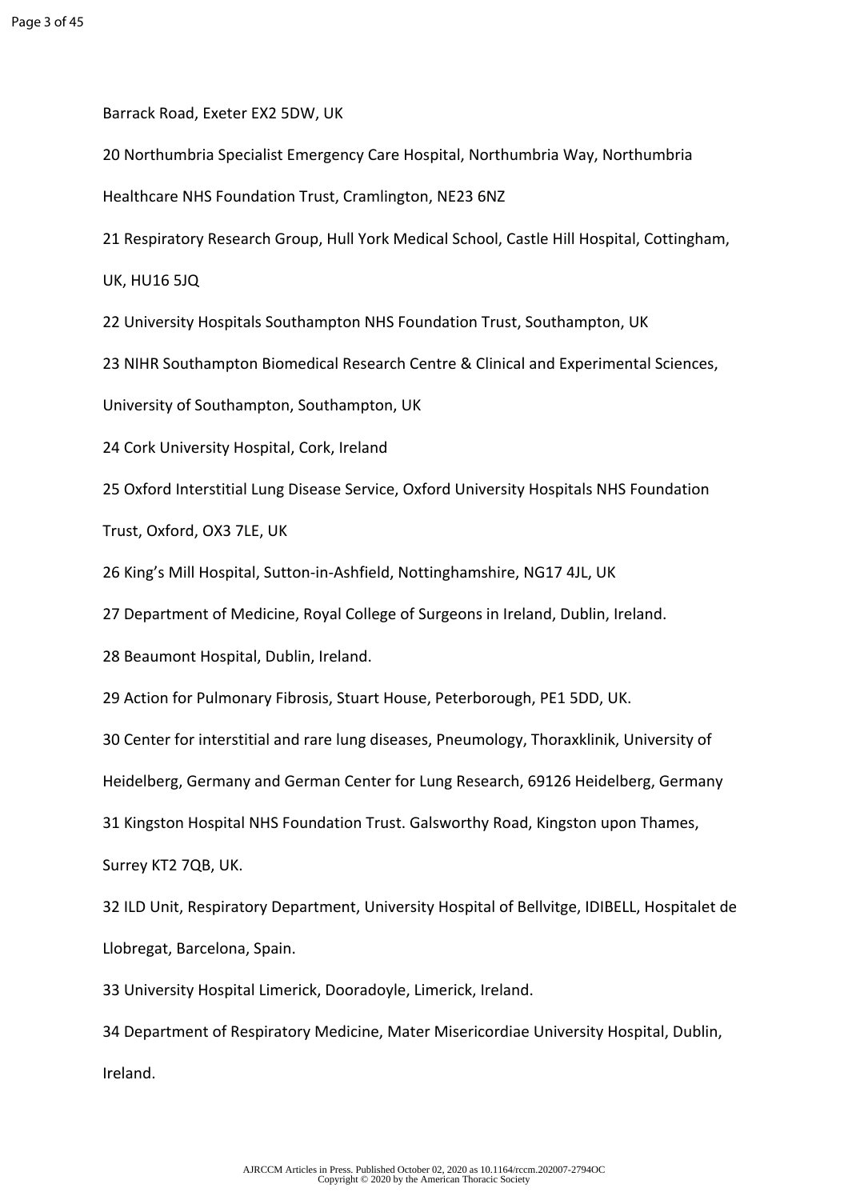Barrack Road, Exeter EX2 5DW, UK

20 Northumbria Specialist Emergency Care Hospital, Northumbria Way, Northumbria Healthcare NHS Foundation Trust, Cramlington, NE23 6NZ

21 Respiratory Research Group, Hull York Medical School, Castle Hill Hospital, Cottingham, UK, HU16 5JQ

22 University Hospitals Southampton NHS Foundation Trust, Southampton, UK

23 NIHR Southampton Biomedical Research Centre & Clinical and Experimental Sciences, University of Southampton, Southampton, UK

24 Cork University Hospital, Cork, Ireland

25 Oxford Interstitial Lung Disease Service, Oxford University Hospitals NHS Foundation Trust, Oxford, OX3 7LE, UK

26 King's Mill Hospital, Sutton-in-Ashfield, Nottinghamshire, NG17 4JL, UK

27 Department of Medicine, Royal College of Surgeons in Ireland, Dublin, Ireland.

28 Beaumont Hospital, Dublin, Ireland.

29 Action for Pulmonary Fibrosis, Stuart House, Peterborough, PE1 5DD, UK.

30 Center for interstitial and rare lung diseases, Pneumology, Thoraxklinik, University of Heidelberg, Germany and German Center for Lung Research, 69126 Heidelberg, Germany

31 Kingston Hospital NHS Foundation Trust. Galsworthy Road, Kingston upon Thames, Surrey KT2 7QB, UK.

32 ILD Unit, Respiratory Department, University Hospital of Bellvitge, IDIBELL, Hospitalet de Llobregat, Barcelona, Spain.

33 University Hospital Limerick, Dooradoyle, Limerick, Ireland.

34 Department of Respiratory Medicine, Mater Misericordiae University Hospital, Dublin, Ireland.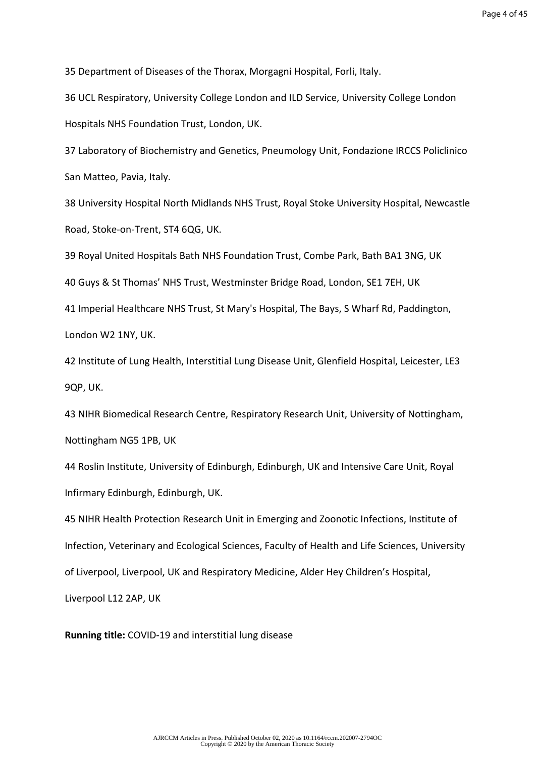35 Department of Diseases of the Thorax, Morgagni Hospital, Forli, Italy.

36 UCL Respiratory, University College London and ILD Service, University College London Hospitals NHS Foundation Trust, London, UK.

37 Laboratory of Biochemistry and Genetics, Pneumology Unit, Fondazione IRCCS Policlinico San Matteo, Pavia, Italy.

38 University Hospital North Midlands NHS Trust, Royal Stoke University Hospital, Newcastle Road, Stoke-on-Trent, ST4 6QG, UK.

39 Royal United Hospitals Bath NHS Foundation Trust, Combe Park, Bath BA1 3NG, UK

40 Guys & St Thomas' NHS Trust, Westminster Bridge Road, London, SE1 7EH, UK

41 Imperial Healthcare NHS Trust, St Mary's Hospital, The Bays, S Wharf Rd, Paddington, London W2 1NY, UK.

42 Institute of Lung Health, Interstitial Lung Disease Unit, Glenfield Hospital, Leicester, LE3 9QP, UK.

43 NIHR Biomedical Research Centre, Respiratory Research Unit, University of Nottingham, Nottingham NG5 1PB, UK

44 Roslin Institute, University of Edinburgh, Edinburgh, UK and Intensive Care Unit, Royal Infirmary Edinburgh, Edinburgh, UK.

45 NIHR Health Protection Research Unit in Emerging and Zoonotic Infections, Institute of Infection, Veterinary and Ecological Sciences, Faculty of Health and Life Sciences, University of Liverpool, Liverpool, UK and Respiratory Medicine, Alder Hey Children's Hospital, Liverpool L12 2AP, UK

**Running title:** COVID-19 and interstitial lung disease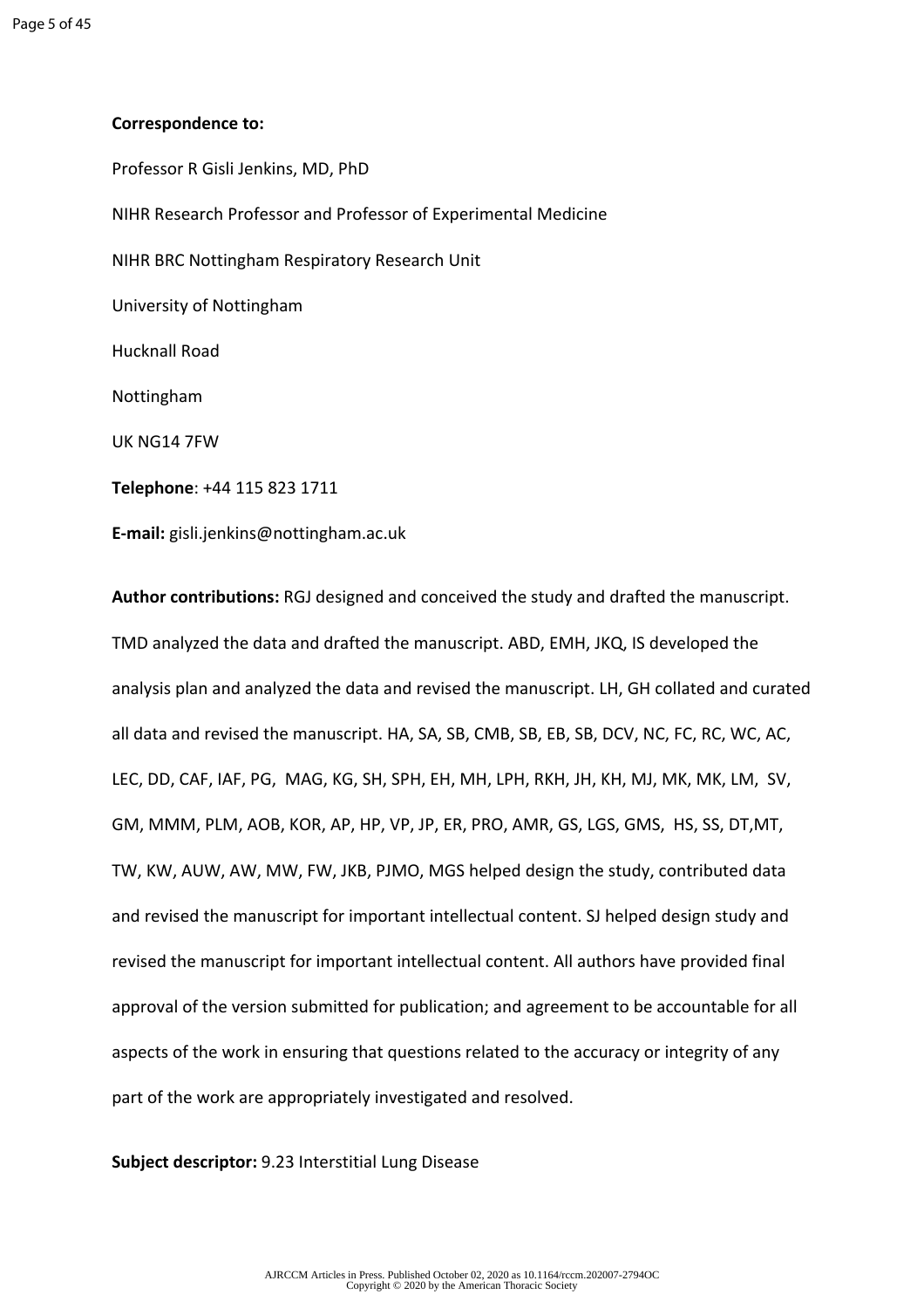**Correspondence to:**

Professor R Gisli Jenkins, MD, PhD

NIHR Research Professor and Professor of Experimental Medicine

NIHR BRC Nottingham Respiratory Research Unit

University of Nottingham

Hucknall Road

Nottingham

UK NG14 7FW

**Telephone**: +44 115 823 1711

**E-mail:** gisli.jenkins@nottingham.ac.uk

**Author contributions:** RGJ designed and conceived the study and drafted the manuscript. TMD analyzed the data and drafted the manuscript. ABD, EMH, JKQ, IS developed the analysis plan and analyzed the data and revised the manuscript. LH, GH collated and curated all data and revised the manuscript. HA, SA, SB, CMB, SB, EB, SB, DCV, NC, FC, RC, WC, AC, LEC, DD, CAF, IAF, PG, MAG, KG, SH, SPH, EH, MH, LPH, RKH, JH, KH, MJ, MK, MK, LM, SV, GM, MMM, PLM, AOB, KOR, AP, HP, VP, JP, ER, PRO, AMR, GS, LGS, GMS, HS, SS, DT,MT, TW, KW, AUW, AW, MW, FW, JKB, PJMO, MGS helped design the study, contributed data and revised the manuscript for important intellectual content. SJ helped design study and revised the manuscript for important intellectual content. All authors have provided final approval of the version submitted for publication; and agreement to be accountable for all aspects of the work in ensuring that questions related to the accuracy or integrity of any part of the work are appropriately investigated and resolved.

**Subject descriptor:** 9.23 Interstitial Lung Disease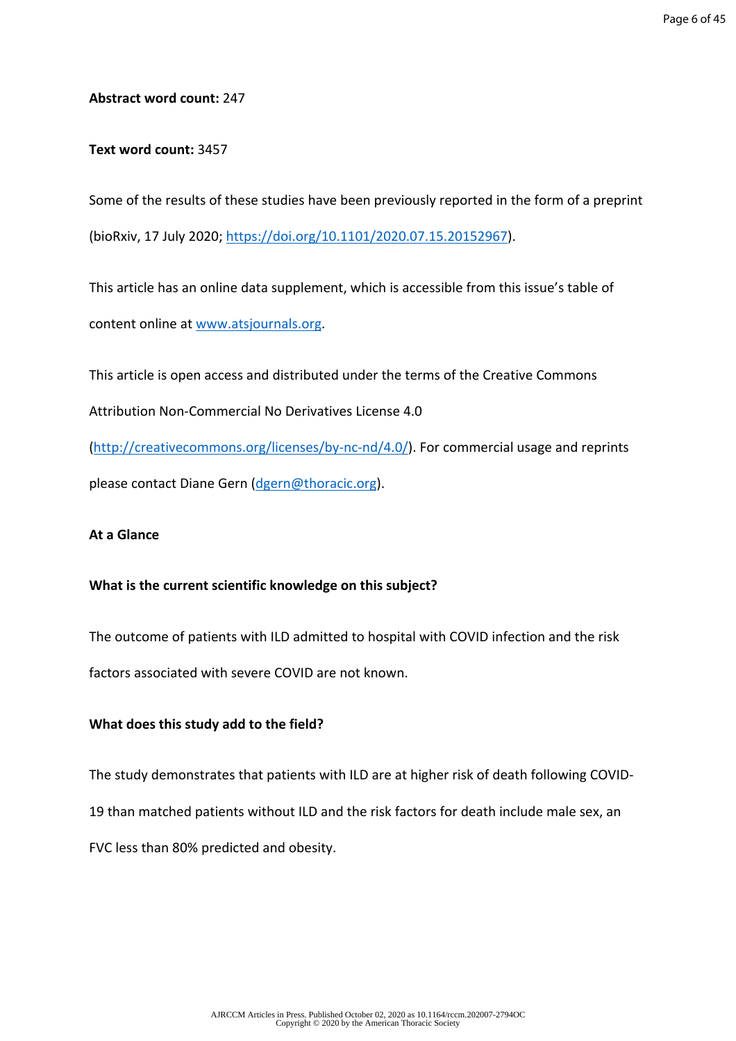**Abstract word count:** 247

**Text word count:** 3457

Some of the results of these studies have been previously reported in the form of a preprint (bioRxiv, 17 July 2020; https://doi.org/10.1101/2020.07.15.20152967).

This article has an online data supplement, which is accessible from this issue's table of content online at www.atsjournals.org.

This article is open access and distributed under the terms of the Creative Commons Attribution Non-Commercial No Derivatives License 4.0 (http://creativecommons.org/licenses/by-nc-nd/4.0/). For commercial usage and reprints please contact Diane Gern (dgern@thoracic.org).

**At a Glance**

**What is the current scientific knowledge on this subject?**

The outcome of patients with ILD admitted to hospital with COVID infection and the risk factors associated with severe COVID are not known.

**What does this study add to the field?**

The study demonstrates that patients with ILD are at higher risk of death following COVID-19 than matched patients without ILD and the risk factors for death include male sex, an FVC less than 80% predicted and obesity.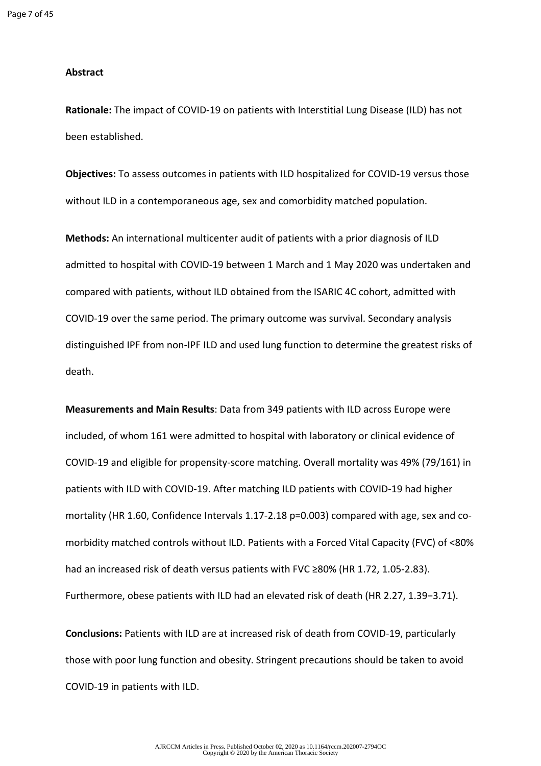## Abstract

**Rationale:** The impact of COVID-19 on patients with Interstitial Lung Disease (ILD) has not been established.

**Objectives:** To assess outcomes in patients with ILD hospitalized for COVID-19 versus those without ILD in a contemporaneous age, sex and comorbidity matched population.

**Methods:** An international multicenter audit of patients with a prior diagnosis of ILD admitted to hospital with COVID-19 between 1 March and 1 May 2020 was undertaken and compared with patients, without ILD obtained from the ISARIC 4C cohort, admitted with COVID-19 over the same period. The primary outcome was survival. Secondary analysis distinguished IPF from non-IPF ILD and used lung function to determine the greatest risks of death.

**Measurements and Main Results**: Data from 349 patients with ILD across Europe were included, of whom 161 were admitted to hospital with laboratory or clinical evidence of COVID-19 and eligible for propensity-score matching. Overall mortality was 49% (79/161) in patients with ILD with COVID-19. After matching ILD patients with COVID-19 had higher mortality (HR 1.60, Confidence Intervals 1.17-2.18 $p=0.003$) compared with age, sex and co-morbidity matched controls without ILD. Patients with a Forced Vital Capacity (FVC) of <80% had an increased risk of death versus patients with FVC ≥80% (HR 1.72, 1.05-2.83). Furthermore, obese patients with ILD had an elevated risk of death (HR 2.27, 1.39−3.71).

**Conclusions:** Patients with ILD are at increased risk of death from COVID-19, particularly those with poor lung function and obesity. Stringent precautions should be taken to avoid COVID-19 in patients with ILD.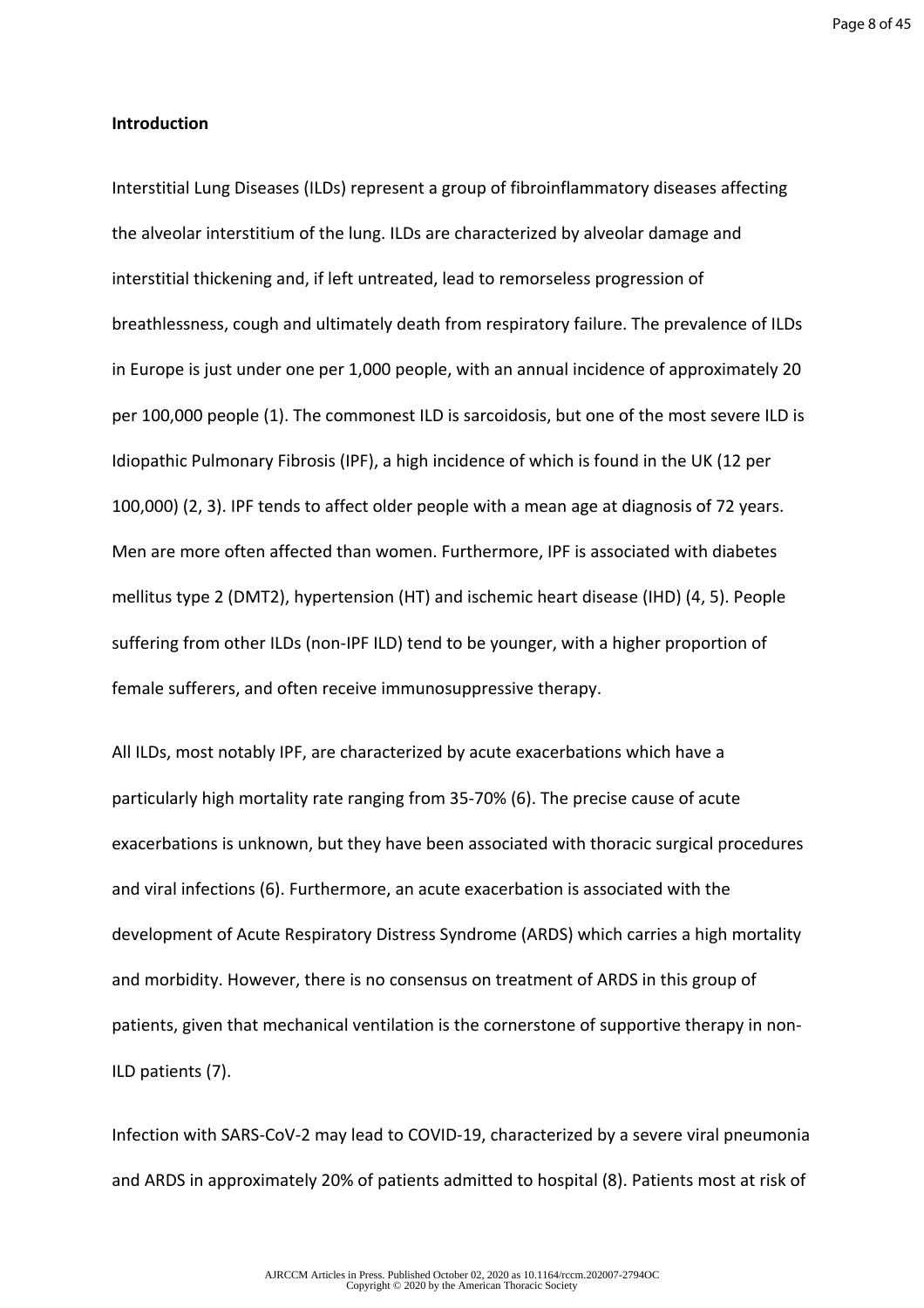**Introduction**

Interstitial Lung Diseases (ILDs) represent a group of fibroinflammatory diseases affecting the alveolar interstitium of the lung. ILDs are characterized by alveolar damage and interstitial thickening and, if left untreated, lead to remorseless progression of breathlessness, cough and ultimately death from respiratory failure. The prevalence of ILDs in Europe is just under one per 1,000 people, with an annual incidence of approximately 20 per 100,000 people (1). The commonest ILD is sarcoidosis, but one of the most severe ILD is Idiopathic Pulmonary Fibrosis (IPF), a high incidence of which is found in the UK (12 per 100,000) (2, 3). IPF tends to affect older people with a mean age at diagnosis of 72 years. Men are more often affected than women. Furthermore, IPF is associated with diabetes mellitus type 2 (DMT2), hypertension (HT) and ischemic heart disease (IHD) (4, 5). People suffering from other ILDs (non-IPF ILD) tend to be younger, with a higher proportion of female sufferers, and often receive immunosuppressive therapy.

All ILDs, most notably IPF, are characterized by acute exacerbations which have a particularly high mortality rate ranging from 35-70% (6). The precise cause of acute exacerbations is unknown, but they have been associated with thoracic surgical procedures and viral infections (6). Furthermore, an acute exacerbation is associated with the development of Acute Respiratory Distress Syndrome (ARDS) which carries a high mortality and morbidity. However, there is no consensus on treatment of ARDS in this group of patients, given that mechanical ventilation is the cornerstone of supportive therapy in non-ILD patients (7).

Infection with SARS-CoV-2 may lead to COVID-19, characterized by a severe viral pneumonia and ARDS in approximately 20% of patients admitted to hospital (8). Patients most at risk of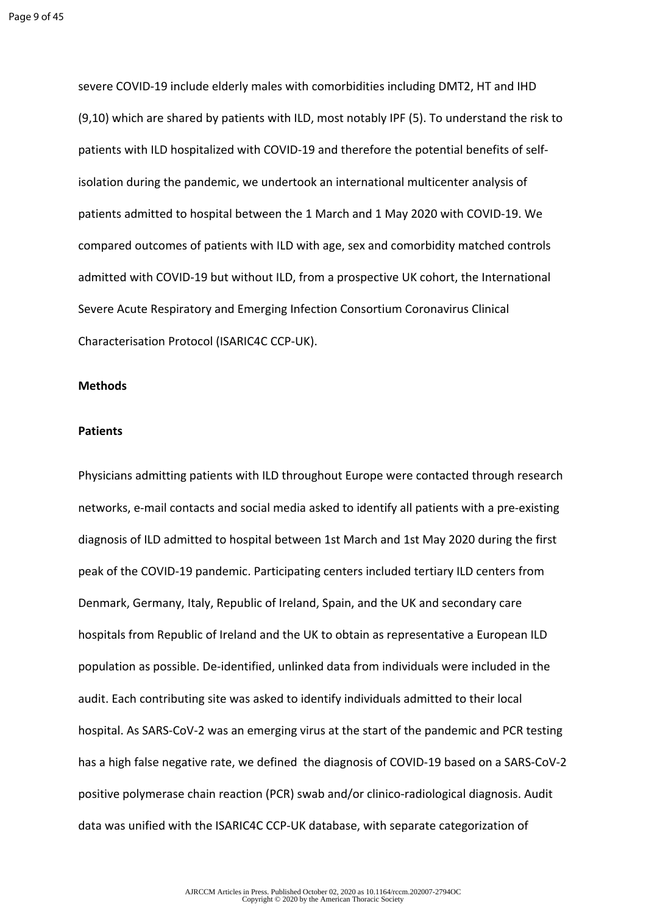severe COVID-19 include elderly males with comorbidities including DMT2, HT and IHD (9,10) which are shared by patients with ILD, most notably IPF (5). To understand the risk to patients with ILD hospitalized with COVID-19 and therefore the potential benefits of self-isolation during the pandemic, we undertook an international multicenter analysis of patients admitted to hospital between the 1 March and 1 May 2020 with COVID-19. We compared outcomes of patients with ILD with age, sex and comorbidity matched controls admitted with COVID-19 but without ILD, from a prospective UK cohort, the International Severe Acute Respiratory and Emerging Infection Consortium Coronavirus Clinical Characterisation Protocol (ISARIC4C CCP-UK).

## Methods

### Patients

Physicians admitting patients with ILD throughout Europe were contacted through research networks, e-mail contacts and social media asked to identify all patients with a pre-existing diagnosis of ILD admitted to hospital between 1st March and 1st May 2020 during the first peak of the COVID-19 pandemic. Participating centers included tertiary ILD centers from Denmark, Germany, Italy, Republic of Ireland, Spain, and the UK and secondary care hospitals from Republic of Ireland and the UK to obtain as representative a European ILD population as possible. De-identified, unlinked data from individuals were included in the audit. Each contributing site was asked to identify individuals admitted to their local hospital. As SARS-CoV-2 was an emerging virus at the start of the pandemic and PCR testing has a high false negative rate, we defined the diagnosis of COVID-19 based on a SARS-CoV-2 positive polymerase chain reaction (PCR) swab and/or clinico-radiological diagnosis. Audit data was unified with the ISARIC4C CCP-UK database, with separate categorization of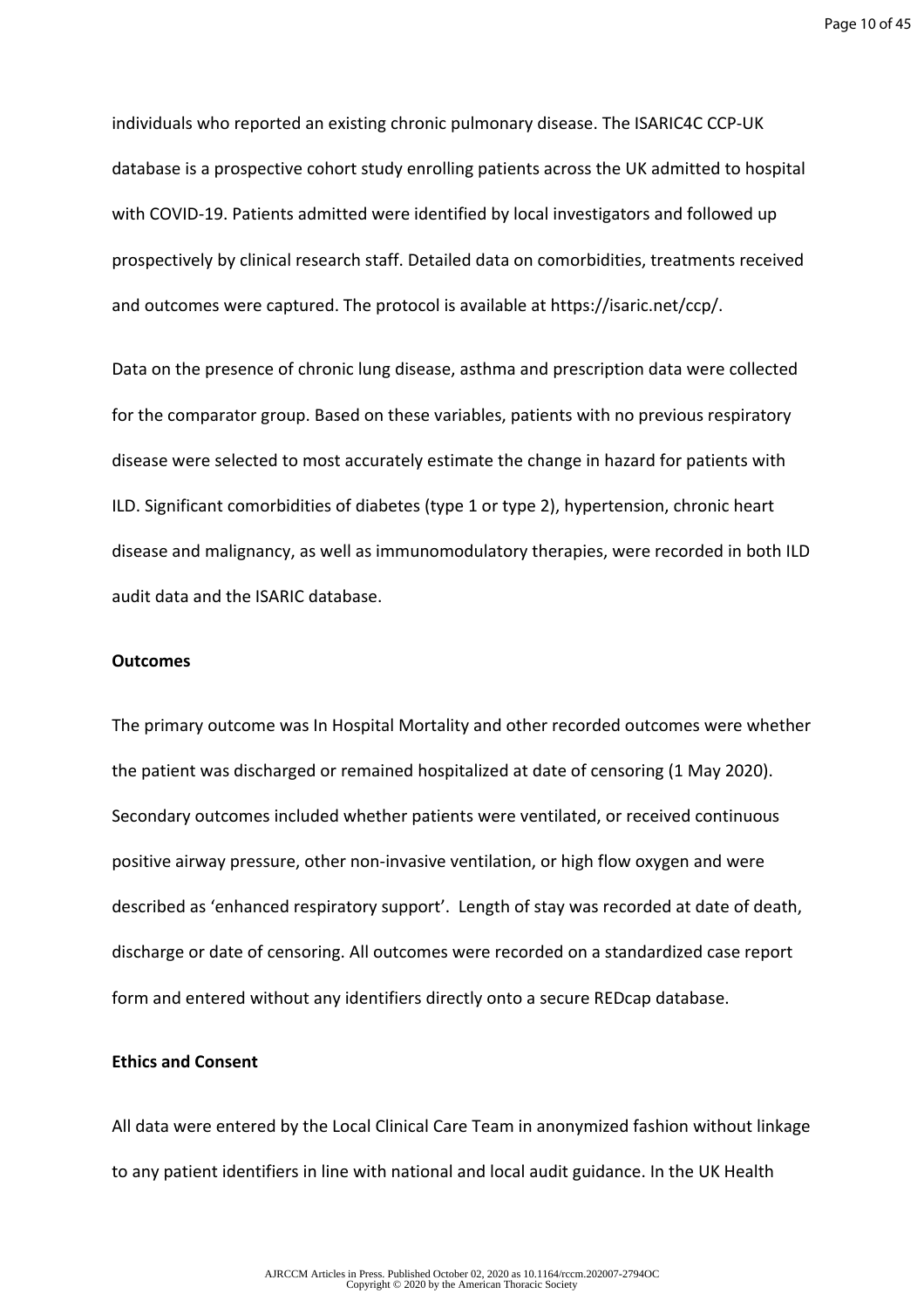individuals who reported an existing chronic pulmonary disease. The ISARIC4C CCP-UK database is a prospective cohort study enrolling patients across the UK admitted to hospital with COVID-19. Patients admitted were identified by local investigators and followed up prospectively by clinical research staff. Detailed data on comorbidities, treatments received and outcomes were captured. The protocol is available at https://isaric.net/ccp/.

Data on the presence of chronic lung disease, asthma and prescription data were collected for the comparator group. Based on these variables, patients with no previous respiratory disease were selected to most accurately estimate the change in hazard for patients with ILD. Significant comorbidities of diabetes (type 1 or type 2), hypertension, chronic heart disease and malignancy, as well as immunomodulatory therapies, were recorded in both ILD audit data and the ISARIC database.

**Outcomes**

The primary outcome was In Hospital Mortality and other recorded outcomes were whether the patient was discharged or remained hospitalized at date of censoring (1 May 2020). Secondary outcomes included whether patients were ventilated, or received continuous positive airway pressure, other non-invasive ventilation, or high flow oxygen and were described as 'enhanced respiratory support'. Length of stay was recorded at date of death, discharge or date of censoring. All outcomes were recorded on a standardized case report form and entered without any identifiers directly onto a secure REDcap database.

**Ethics and Consent**

All data were entered by the Local Clinical Care Team in anonymized fashion without linkage to any patient identifiers in line with national and local audit guidance. In the UK Health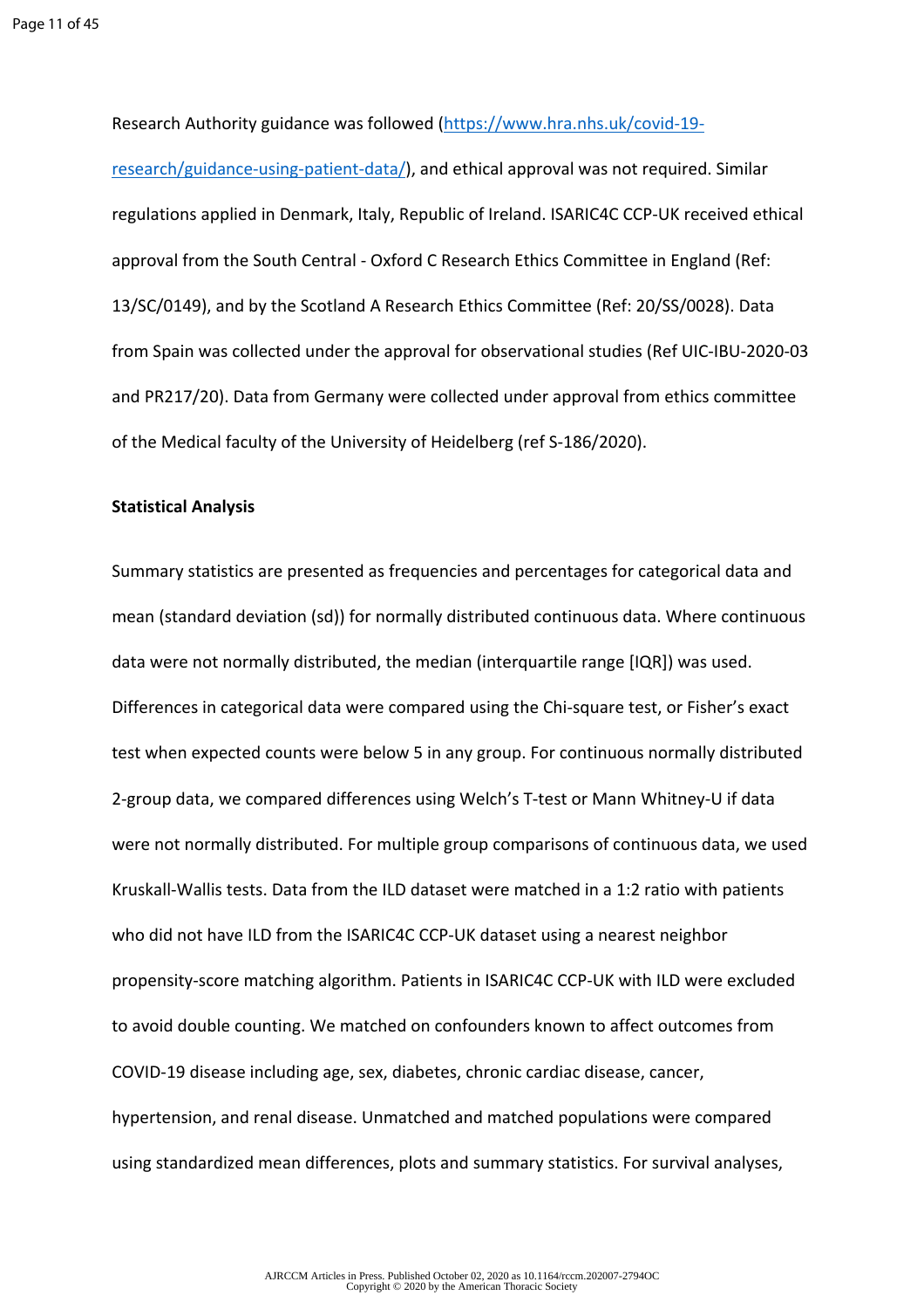Research Authority guidance was followed (https://www.hra.nhs.uk/covid-19-research/guidance-using-patient-data/), and ethical approval was not required. Similar regulations applied in Denmark, Italy, Republic of Ireland. ISARIC4C CCP-UK received ethical approval from the South Central - Oxford C Research Ethics Committee in England (Ref: 13/SC/0149), and by the Scotland A Research Ethics Committee (Ref: 20/SS/0028). Data from Spain was collected under the approval for observational studies (Ref UIC-IBU-2020-03 and PR217/20). Data from Germany were collected under approval from ethics committee of the Medical faculty of the University of Heidelberg (ref S-186/2020).

**Statistical Analysis**

Summary statistics are presented as frequencies and percentages for categorical data and mean (standard deviation (sd)) for normally distributed continuous data. Where continuous data were not normally distributed, the median (interquartile range [IQR]) was used. Differences in categorical data were compared using the Chi-square test, or Fisher's exact test when expected counts were below 5 in any group. For continuous normally distributed 2-group data, we compared differences using Welch's T-test or Mann Whitney-U if data were not normally distributed. For multiple group comparisons of continuous data, we used Kruskall-Wallis tests. Data from the ILD dataset were matched in a 1:2 ratio with patients who did not have ILD from the ISARIC4C CCP-UK dataset using a nearest neighbor propensity-score matching algorithm. Patients in ISARIC4C CCP-UK with ILD were excluded to avoid double counting. We matched on confounders known to affect outcomes from COVID-19 disease including age, sex, diabetes, chronic cardiac disease, cancer, hypertension, and renal disease. Unmatched and matched populations were compared using standardized mean differences, plots and summary statistics. For survival analyses,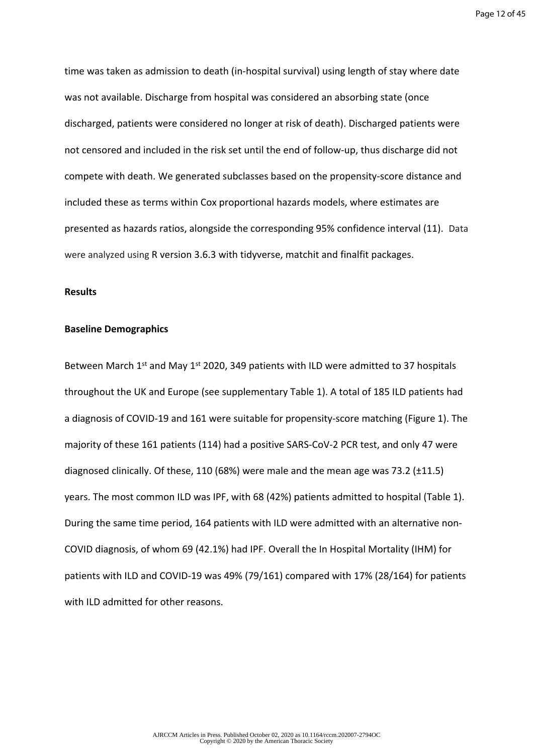time was taken as admission to death (in-hospital survival) using length of stay where date was not available. Discharge from hospital was considered an absorbing state (once discharged, patients were considered no longer at risk of death). Discharged patients were not censored and included in the risk set until the end of follow-up, thus discharge did not compete with death. We generated subclasses based on the propensity-score distance and included these as terms within Cox proportional hazards models, where estimates are presented as hazards ratios, alongside the corresponding 95% confidence interval (11). Data were analyzed using R version 3.6.3 with tidyverse, matchit and finalfit packages.

**Results**

**Baseline Demographics**

Between March 1st and May 1st 2020, 349 patients with ILD were admitted to 37 hospitals throughout the UK and Europe (see supplementary Table 1). A total of 185 ILD patients had a diagnosis of COVID-19 and 161 were suitable for propensity-score matching (Figure 1). The majority of these 161 patients (114) had a positive SARS-CoV-2 PCR test, and only 47 were diagnosed clinically. Of these, 110 (68%) were male and the mean age was 73.2 (±11.5) years. The most common ILD was IPF, with 68 (42%) patients admitted to hospital (Table 1). During the same time period, 164 patients with ILD were admitted with an alternative non-COVID diagnosis, of whom 69 (42.1%) had IPF. Overall the In Hospital Mortality (IHM) for patients with ILD and COVID-19 was 49% (79/161) compared with 17% (28/164) for patients with ILD admitted for other reasons.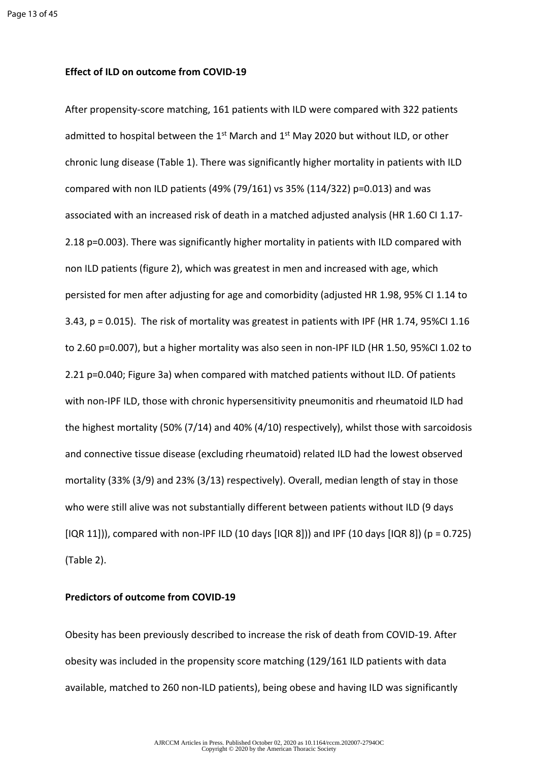**Effect of ILD on outcome from COVID-19**

After propensity-score matching, 161 patients with ILD were compared with 322 patients admitted to hospital between the 1st March and 1st May 2020 but without ILD, or other chronic lung disease (Table 1). There was significantly higher mortality in patients with ILD compared with non ILD patients (49% (79/161) vs 35% (114/322) p=0.013) and was associated with an increased risk of death in a matched adjusted analysis (HR 1.60 CI 1.17-2.18 p=0.003). There was significantly higher mortality in patients with ILD compared with non ILD patients (figure 2), which was greatest in men and increased with age, which persisted for men after adjusting for age and comorbidity (adjusted HR 1.98, 95% CI 1.14 to 3.43, p = 0.015). The risk of mortality was greatest in patients with IPF (HR 1.74, 95%CI 1.16 to 2.60 p=0.007), but a higher mortality was also seen in non-IPF ILD (HR 1.50, 95%CI 1.02 to 2.21 p=0.040; Figure 3a) when compared with matched patients without ILD. Of patients with non-IPF ILD, those with chronic hypersensitivity pneumonitis and rheumatoid ILD had the highest mortality (50% (7/14) and 40% (4/10) respectively), whilst those with sarcoidosis and connective tissue disease (excluding rheumatoid) related ILD had the lowest observed mortality (33% (3/9) and 23% (3/13) respectively). Overall, median length of stay in those who were still alive was not substantially different between patients without ILD (9 days [IQR 11])), compared with non-IPF ILD (10 days [IQR 8])) and IPF (10 days [IQR 8]) (p = 0.725) (Table 2).

**Predictors of outcome from COVID-19**

Obesity has been previously described to increase the risk of death from COVID-19. After obesity was included in the propensity score matching (129/161 ILD patients with data available, matched to 260 non-ILD patients), being obese and having ILD was significantly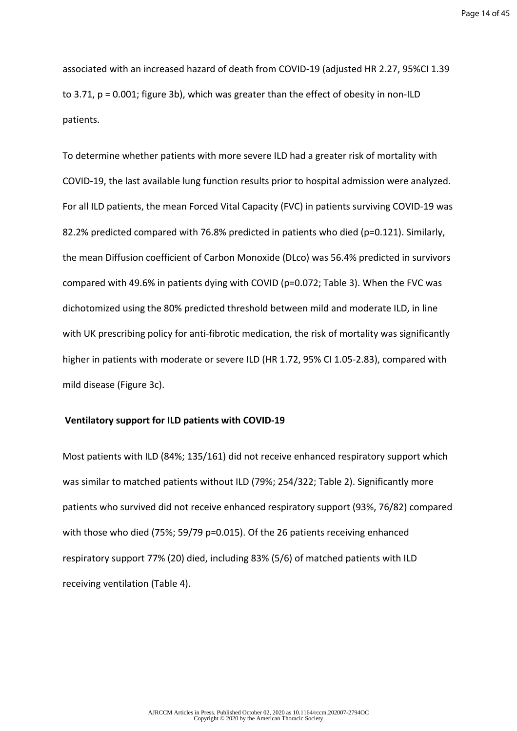associated with an increased hazard of death from COVID-19 (adjusted HR 2.27, 95%CI 1.39 to 3.71, p = 0.001; figure 3b), which was greater than the effect of obesity in non-ILD patients.

To determine whether patients with more severe ILD had a greater risk of mortality with COVID-19, the last available lung function results prior to hospital admission were analyzed. For all ILD patients, the mean Forced Vital Capacity (FVC) in patients surviving COVID-19 was 82.2% predicted compared with 76.8% predicted in patients who died (p=0.121). Similarly, the mean Diffusion coefficient of Carbon Monoxide (DLco) was 56.4% predicted in survivors compared with 49.6% in patients dying with COVID (p=0.072; Table 3). When the FVC was dichotomized using the 80% predicted threshold between mild and moderate ILD, in line with UK prescribing policy for anti-fibrotic medication, the risk of mortality was significantly higher in patients with moderate or severe ILD (HR 1.72, 95% CI 1.05-2.83), compared with mild disease (Figure 3c).

### Ventilatory support for ILD patients with COVID-19

Most patients with ILD (84%; 135/161) did not receive enhanced respiratory support which was similar to matched patients without ILD (79%; 254/322; Table 2). Significantly more patients who survived did not receive enhanced respiratory support (93%, 76/82) compared with those who died (75%; 59/79 p=0.015). Of the 26 patients receiving enhanced respiratory support 77% (20) died, including 83% (5/6) of matched patients with ILD receiving ventilation (Table 4).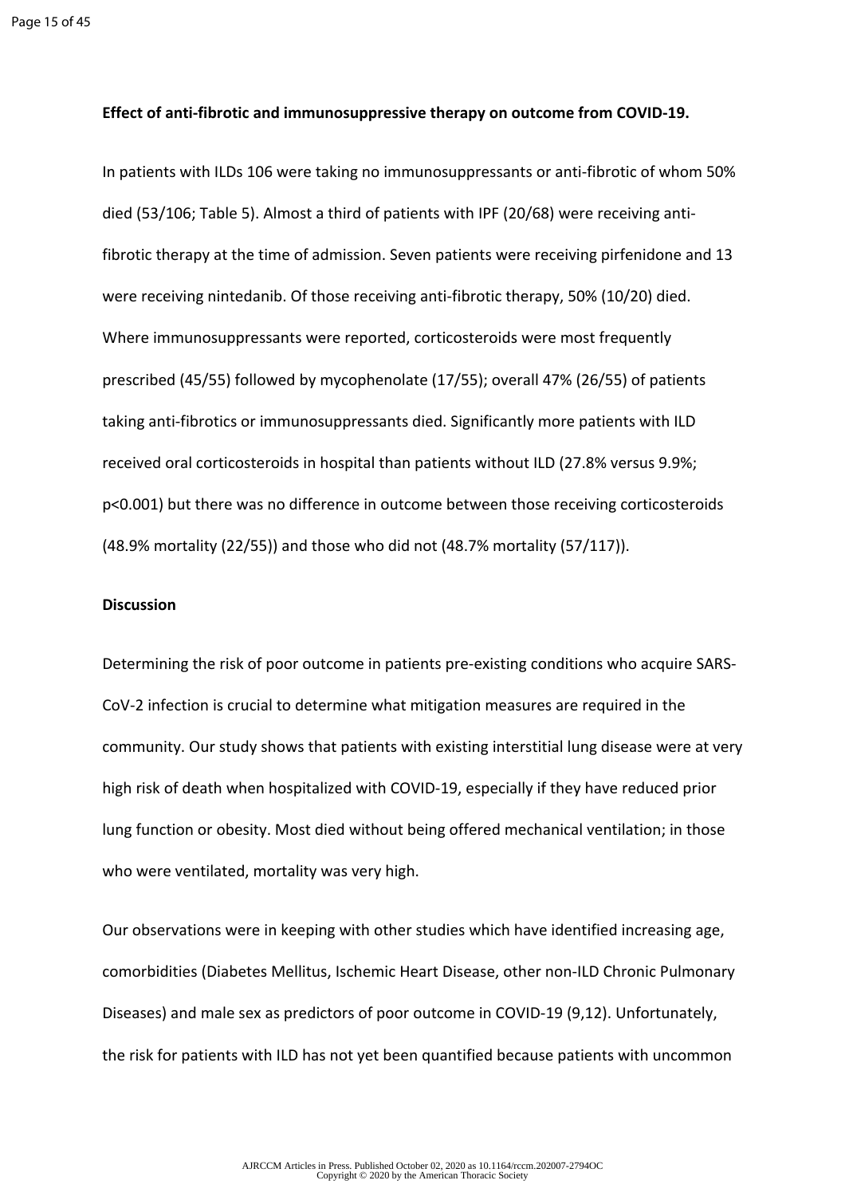**Effect of anti-fibrotic and immunosuppressive therapy on outcome from COVID-19.**

In patients with ILDs 106 were taking no immunosuppressants or anti-fibrotic of whom 50% died (53/106; Table 5). Almost a third of patients with IPF (20/68) were receiving anti-fibrotic therapy at the time of admission. Seven patients were receiving pirfenidone and 13 were receiving nintedanib. Of those receiving anti-fibrotic therapy, 50% (10/20) died. Where immunosuppressants were reported, corticosteroids were most frequently prescribed (45/55) followed by mycophenolate (17/55); overall 47% (26/55) of patients taking anti-fibrotics or immunosuppressants died. Significantly more patients with ILD received oral corticosteroids in hospital than patients without ILD (27.8% versus 9.9%; $p<0.001$) but there was no difference in outcome between those receiving corticosteroids (48.9% mortality (22/55)) and those who did not (48.7% mortality (57/117)).

**Discussion**

Determining the risk of poor outcome in patients pre-existing conditions who acquire SARS-CoV-2 infection is crucial to determine what mitigation measures are required in the community. Our study shows that patients with existing interstitial lung disease were at very high risk of death when hospitalized with COVID-19, especially if they have reduced prior lung function or obesity. Most died without being offered mechanical ventilation; in those who were ventilated, mortality was very high.

Our observations were in keeping with other studies which have identified increasing age, comorbidities (Diabetes Mellitus, Ischemic Heart Disease, other non-ILD Chronic Pulmonary Diseases) and male sex as predictors of poor outcome in COVID-19 (9,12). Unfortunately, the risk for patients with ILD has not yet been quantified because patients with uncommon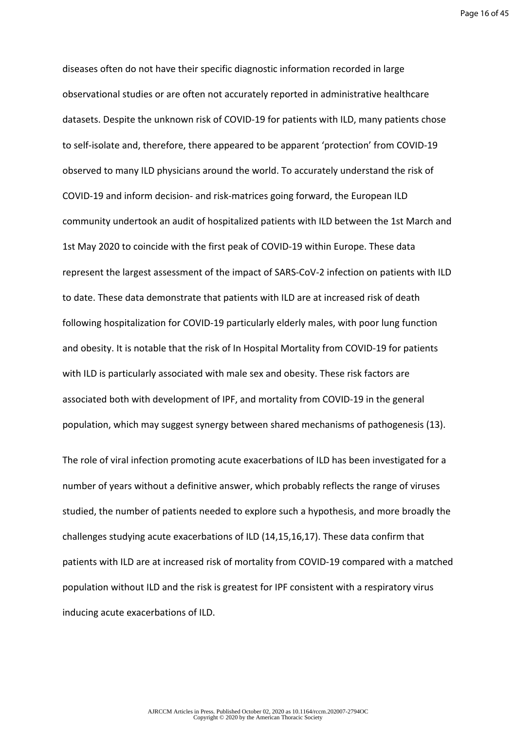diseases often do not have their specific diagnostic information recorded in large observational studies or are often not accurately reported in administrative healthcare datasets. Despite the unknown risk of COVID-19 for patients with ILD, many patients chose to self-isolate and, therefore, there appeared to be apparent 'protection' from COVID-19 observed to many ILD physicians around the world. To accurately understand the risk of COVID-19 and inform decision- and risk-matrices going forward, the European ILD community undertook an audit of hospitalized patients with ILD between the 1st March and 1st May 2020 to coincide with the first peak of COVID-19 within Europe. These data represent the largest assessment of the impact of SARS-CoV-2 infection on patients with ILD to date. These data demonstrate that patients with ILD are at increased risk of death following hospitalization for COVID-19 particularly elderly males, with poor lung function and obesity. It is notable that the risk of In Hospital Mortality from COVID-19 for patients with ILD is particularly associated with male sex and obesity. These risk factors are associated both with development of IPF, and mortality from COVID-19 in the general population, which may suggest synergy between shared mechanisms of pathogenesis (13).

The role of viral infection promoting acute exacerbations of ILD has been investigated for a number of years without a definitive answer, which probably reflects the range of viruses studied, the number of patients needed to explore such a hypothesis, and more broadly the challenges studying acute exacerbations of ILD (14,15,16,17). These data confirm that patients with ILD are at increased risk of mortality from COVID-19 compared with a matched population without ILD and the risk is greatest for IPF consistent with a respiratory virus inducing acute exacerbations of ILD.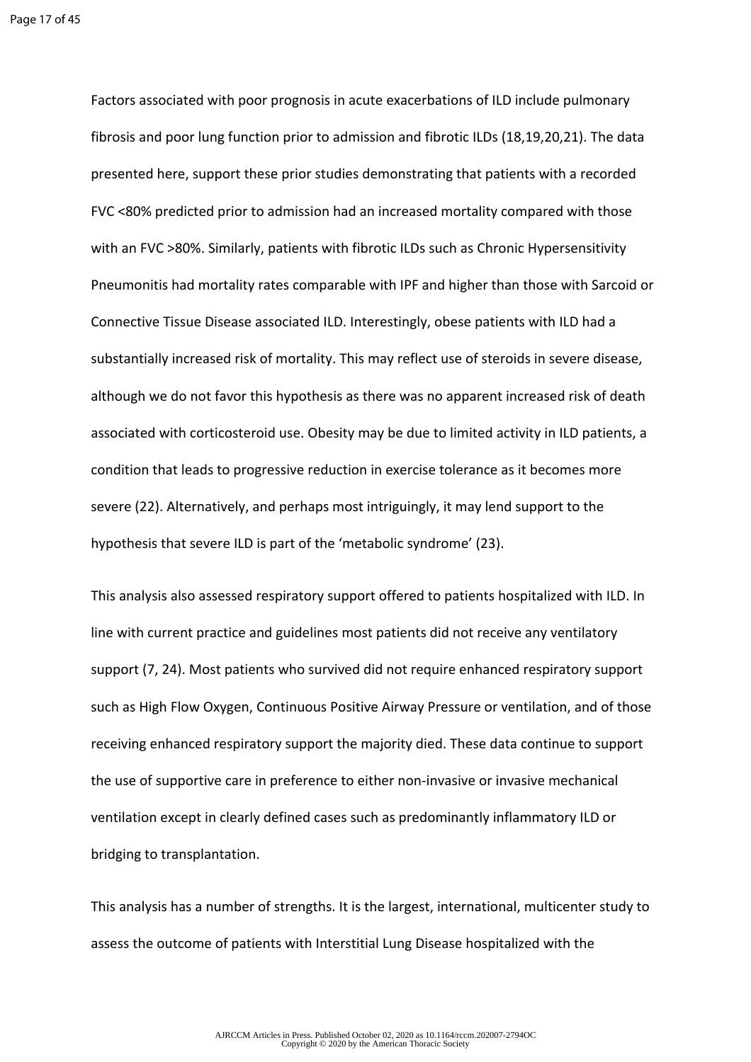Factors associated with poor prognosis in acute exacerbations of ILD include pulmonary fibrosis and poor lung function prior to admission and fibrotic ILDs (18,19,20,21). The data presented here, support these prior studies demonstrating that patients with a recorded FVC <80% predicted prior to admission had an increased mortality compared with those with an FVC >80%. Similarly, patients with fibrotic ILDs such as Chronic Hypersensitivity Pneumonitis had mortality rates comparable with IPF and higher than those with Sarcoid or Connective Tissue Disease associated ILD. Interestingly, obese patients with ILD had a substantially increased risk of mortality. This may reflect use of steroids in severe disease, although we do not favor this hypothesis as there was no apparent increased risk of death associated with corticosteroid use. Obesity may be due to limited activity in ILD patients, a condition that leads to progressive reduction in exercise tolerance as it becomes more severe (22). Alternatively, and perhaps most intriguingly, it may lend support to the hypothesis that severe ILD is part of the 'metabolic syndrome' (23).

This analysis also assessed respiratory support offered to patients hospitalized with ILD. In line with current practice and guidelines most patients did not receive any ventilatory support (7, 24). Most patients who survived did not require enhanced respiratory support such as High Flow Oxygen, Continuous Positive Airway Pressure or ventilation, and of those receiving enhanced respiratory support the majority died. These data continue to support the use of supportive care in preference to either non-invasive or invasive mechanical ventilation except in clearly defined cases such as predominantly inflammatory ILD or bridging to transplantation.

This analysis has a number of strengths. It is the largest, international, multicenter study to assess the outcome of patients with Interstitial Lung Disease hospitalized with the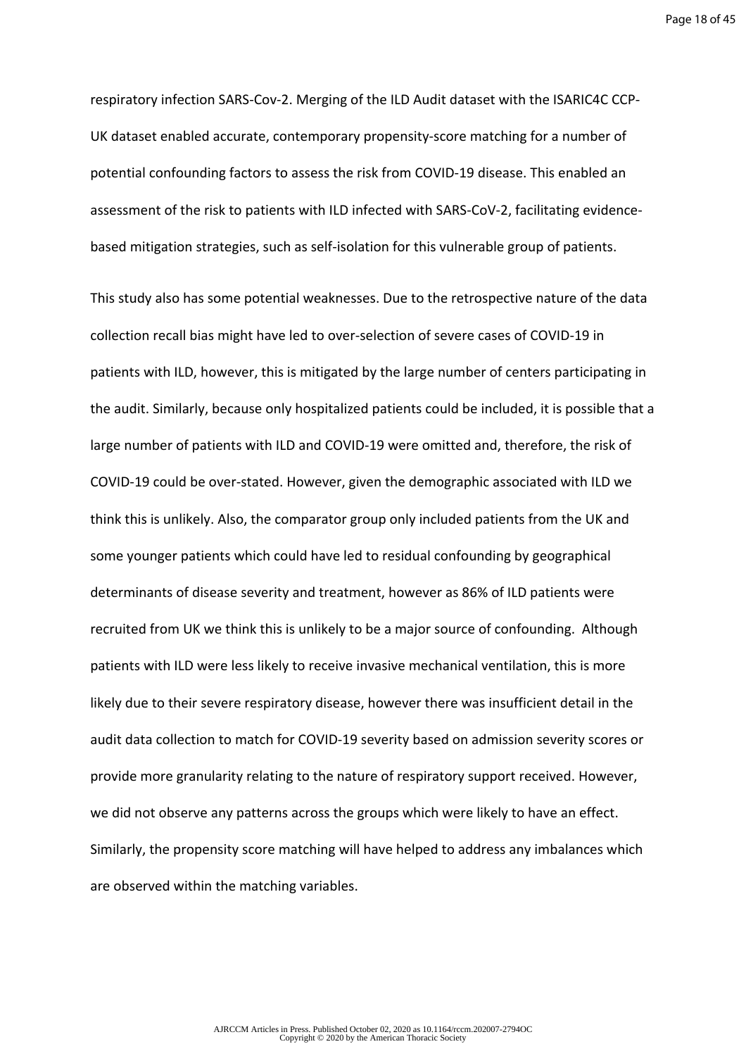respiratory infection SARS-Cov-2. Merging of the ILD Audit dataset with the ISARIC4C CCP-UK dataset enabled accurate, contemporary propensity-score matching for a number of potential confounding factors to assess the risk from COVID-19 disease. This enabled an assessment of the risk to patients with ILD infected with SARS-CoV-2, facilitating evidence-based mitigation strategies, such as self-isolation for this vulnerable group of patients.

This study also has some potential weaknesses. Due to the retrospective nature of the data collection recall bias might have led to over-selection of severe cases of COVID-19 in patients with ILD, however, this is mitigated by the large number of centers participating in the audit. Similarly, because only hospitalized patients could be included, it is possible that a large number of patients with ILD and COVID-19 were omitted and, therefore, the risk of COVID-19 could be over-stated. However, given the demographic associated with ILD we think this is unlikely. Also, the comparator group only included patients from the UK and some younger patients which could have led to residual confounding by geographical determinants of disease severity and treatment, however as 86% of ILD patients were recruited from UK we think this is unlikely to be a major source of confounding. Although patients with ILD were less likely to receive invasive mechanical ventilation, this is more likely due to their severe respiratory disease, however there was insufficient detail in the audit data collection to match for COVID-19 severity based on admission severity scores or provide more granularity relating to the nature of respiratory support received. However, we did not observe any patterns across the groups which were likely to have an effect. Similarly, the propensity score matching will have helped to address any imbalances which are observed within the matching variables.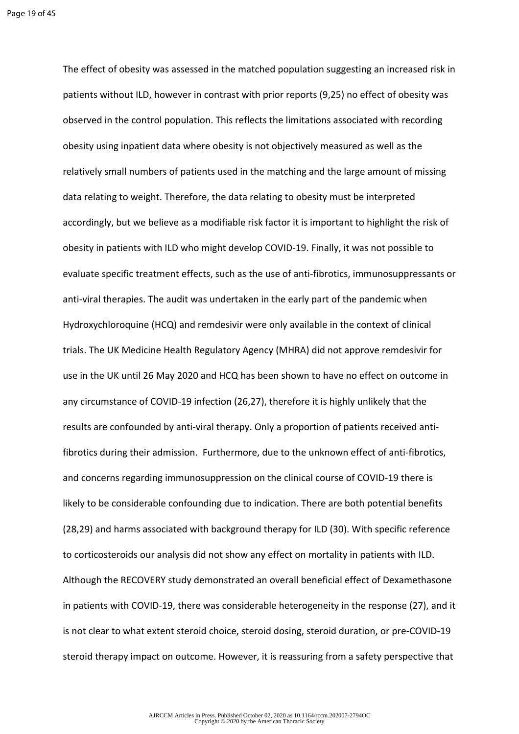The effect of obesity was assessed in the matched population suggesting an increased risk in patients without ILD, however in contrast with prior reports (9,25) no effect of obesity was observed in the control population. This reflects the limitations associated with recording obesity using inpatient data where obesity is not objectively measured as well as the relatively small numbers of patients used in the matching and the large amount of missing data relating to weight. Therefore, the data relating to obesity must be interpreted accordingly, but we believe as a modifiable risk factor it is important to highlight the risk of obesity in patients with ILD who might develop COVID-19. Finally, it was not possible to evaluate specific treatment effects, such as the use of anti-fibrotics, immunosuppressants or anti-viral therapies. The audit was undertaken in the early part of the pandemic when Hydroxychloroquine (HCQ) and remdesivir were only available in the context of clinical trials. The UK Medicine Health Regulatory Agency (MHRA) did not approve remdesivir for use in the UK until 26 May 2020 and HCQ has been shown to have no effect on outcome in any circumstance of COVID-19 infection (26,27), therefore it is highly unlikely that the results are confounded by anti-viral therapy. Only a proportion of patients received anti-fibrotics during their admission. Furthermore, due to the unknown effect of anti-fibrotics, and concerns regarding immunosuppression on the clinical course of COVID-19 there is likely to be considerable confounding due to indication. There are both potential benefits (28,29) and harms associated with background therapy for ILD (30). With specific reference to corticosteroids our analysis did not show any effect on mortality in patients with ILD. Although the RECOVERY study demonstrated an overall beneficial effect of Dexamethasone in patients with COVID-19, there was considerable heterogeneity in the response (27), and it is not clear to what extent steroid choice, steroid dosing, steroid duration, or pre-COVID-19 steroid therapy impact on outcome. However, it is reassuring from a safety perspective that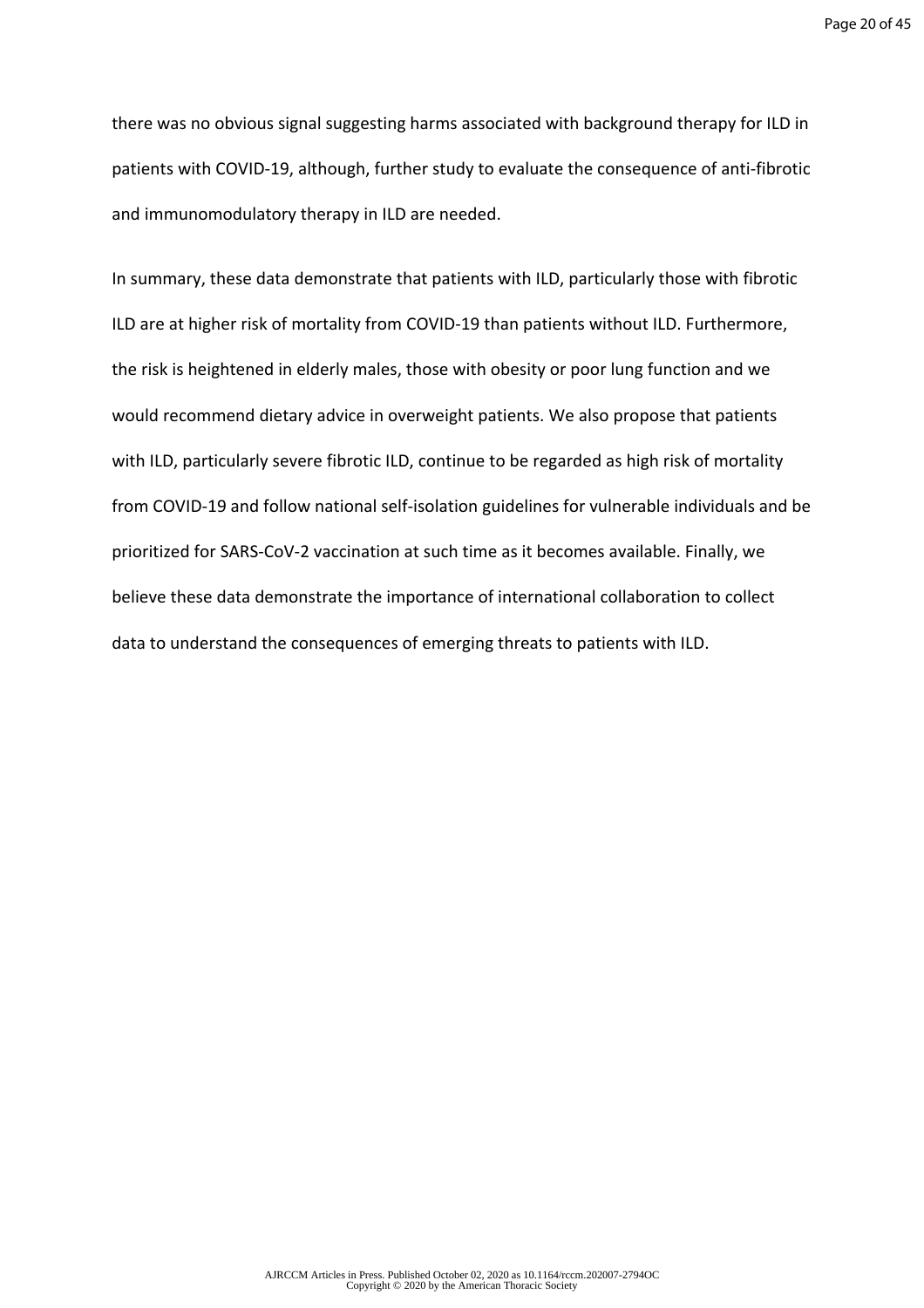there was no obvious signal suggesting harms associated with background therapy for ILD in patients with COVID-19, although, further study to evaluate the consequence of anti-fibrotic and immunomodulatory therapy in ILD are needed.

In summary, these data demonstrate that patients with ILD, particularly those with fibrotic ILD are at higher risk of mortality from COVID-19 than patients without ILD. Furthermore, the risk is heightened in elderly males, those with obesity or poor lung function and we would recommend dietary advice in overweight patients. We also propose that patients with ILD, particularly severe fibrotic ILD, continue to be regarded as high risk of mortality from COVID-19 and follow national self-isolation guidelines for vulnerable individuals and be prioritized for SARS-CoV-2 vaccination at such time as it becomes available. Finally, we believe these data demonstrate the importance of international collaboration to collect data to understand the consequences of emerging threats to patients with ILD.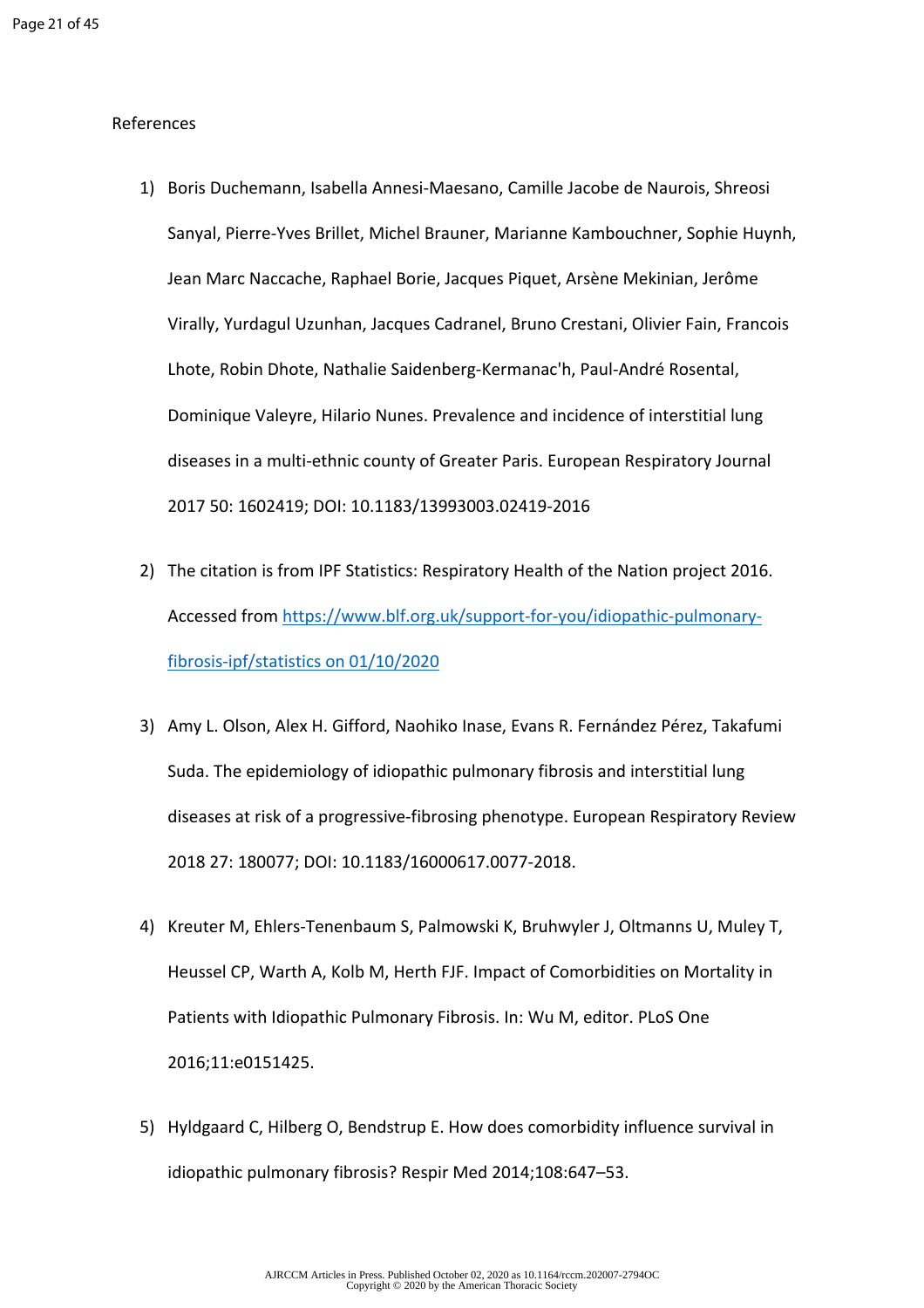References

1) Boris Duchemann, Isabella Annesi-Maesano, Camille Jacobe de Naurois, Shreosi Sanyal, Pierre-Yves Brillet, Michel Brauner, Marianne Kambouchner, Sophie Huynh, Jean Marc Naccache, Raphael Borie, Jacques Piquet, Arsène Mekinian, Jerôme Virally, Yurdagul Uzunhan, Jacques Cadranel, Bruno Crestani, Olivier Fain, Francois Lhote, Robin Dhote, Nathalie Saidenberg-Kermanac'h, Paul-André Rosental, Dominique Valeyre, Hilario Nunes. Prevalence and incidence of interstitial lung diseases in a multi-ethnic county of Greater Paris. European Respiratory Journal 2017 50: 1602419; DOI: 10.1183/13993003.02419-2016

2) The citation is from IPF Statistics: Respiratory Health of the Nation project 2016. Accessed from https://www.blf.org.uk/support-for-you/idiopathic-pulmonary-fibrosis-ipf/statistics on 01/10/2020

3) Amy L. Olson, Alex H. Gifford, Naohiko Inase, Evans R. Fernández Pérez, Takafumi Suda. The epidemiology of idiopathic pulmonary fibrosis and interstitial lung diseases at risk of a progressive-fibrosing phenotype. European Respiratory Review 2018 27: 180077; DOI: 10.1183/16000617.0077-2018.

4) Kreuter M, Ehlers-Tenenbaum S, Palmowski K, Bruhwyler J, Oltmanns U, Muley T, Heussel CP, Warth A, Kolb M, Herth FJF. Impact of Comorbidities on Mortality in Patients with Idiopathic Pulmonary Fibrosis. In: Wu M, editor. PLoS One 2016;11:e0151425.

5) Hyldgaard C, Hilberg O, Bendstrup E. How does comorbidity influence survival in idiopathic pulmonary fibrosis? Respir Med 2014;108:647–53.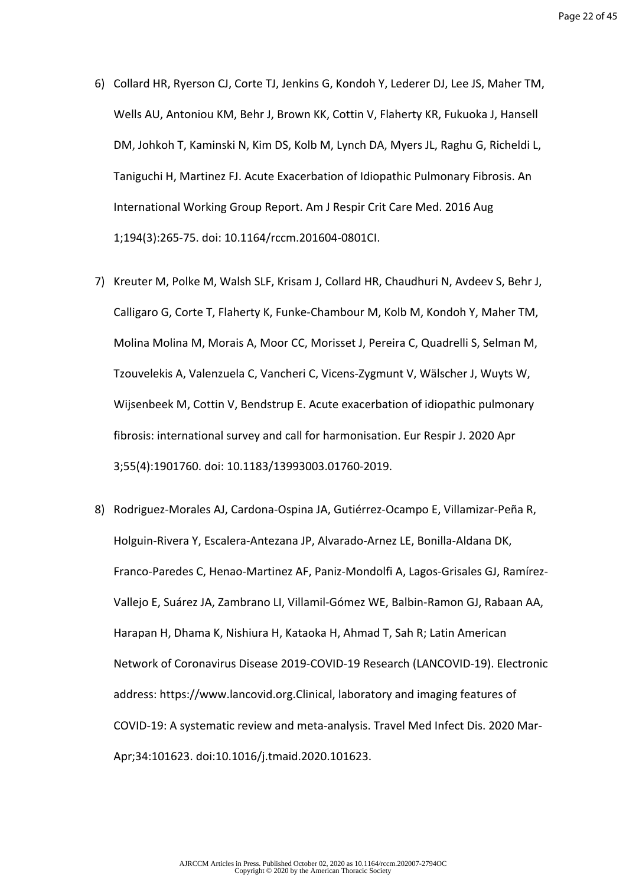6) Collard HR, Ryerson CJ, Corte TJ, Jenkins G, Kondoh Y, Lederer DJ, Lee JS, Maher TM, Wells AU, Antoniou KM, Behr J, Brown KK, Cottin V, Flaherty KR, Fukuoka J, Hansell DM, Johkoh T, Kaminski N, Kim DS, Kolb M, Lynch DA, Myers JL, Raghu G, Richeldi L, Taniguchi H, Martinez FJ. Acute Exacerbation of Idiopathic Pulmonary Fibrosis. An International Working Group Report. Am J Respir Crit Care Med. 2016 Aug 1;194(3):265-75. doi: 10.1164/rccm.201604-0801CI.

7) Kreuter M, Polke M, Walsh SLF, Krisam J, Collard HR, Chaudhuri N, Avdeev S, Behr J, Calligaro G, Corte T, Flaherty K, Funke-Chambour M, Kolb M, Kondoh Y, Maher TM, Molina Molina M, Morais A, Moor CC, Morisset J, Pereira C, Quadrelli S, Selman M, Tzouvelekis A, Valenzuela C, Vancheri C, Vicens-Zygmunt V, Wälscher J, Wuyts W, Wijsenbeek M, Cottin V, Bendstrup E. Acute exacerbation of idiopathic pulmonary fibrosis: international survey and call for harmonisation. Eur Respir J. 2020 Apr 3;55(4):1901760. doi: 10.1183/13993003.01760-2019.

8) Rodriguez-Morales AJ, Cardona-Ospina JA, Gutiérrez-Ocampo E, Villamizar-Peña R, Holguin-Rivera Y, Escalera-Antezana JP, Alvarado-Arnez LE, Bonilla-Aldana DK, Franco-Paredes C, Henao-Martinez AF, Paniz-Mondolfi A, Lagos-Grisales GJ, Ramírez-Vallejo E, Suárez JA, Zambrano LI, Villamil-Gómez WE, Balbin-Ramon GJ, Rabaan AA, Harapan H, Dhama K, Nishiura H, Kataoka H, Ahmad T, Sah R; Latin American Network of Coronavirus Disease 2019-COVID-19 Research (LANCOVID-19). Electronic address: https://www.lancovid.org.Clinical, laboratory and imaging features of COVID-19: A systematic review and meta-analysis. Travel Med Infect Dis. 2020 Mar-Apr;34:101623. doi:10.1016/j.tmaid.2020.101623.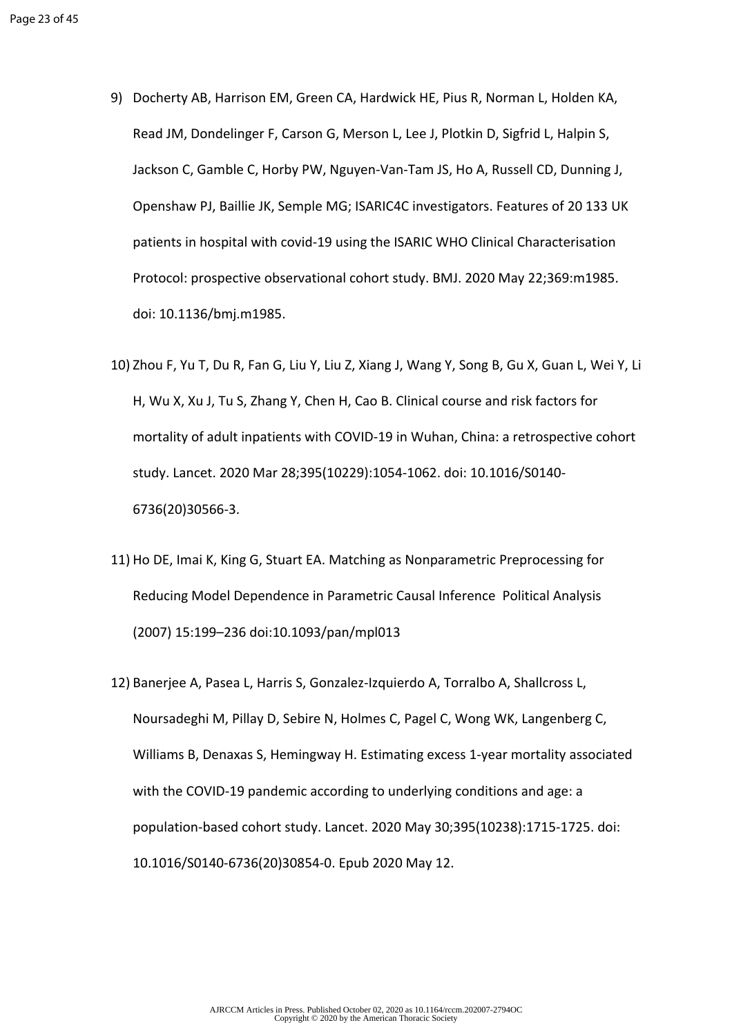9) Docherty AB, Harrison EM, Green CA, Hardwick HE, Pius R, Norman L, Holden KA, Read JM, Dondelinger F, Carson G, Merson L, Lee J, Plotkin D, Sigfrid L, Halpin S, Jackson C, Gamble C, Horby PW, Nguyen-Van-Tam JS, Ho A, Russell CD, Dunning J, Openshaw PJ, Baillie JK, Semple MG; ISARIC4C investigators. Features of 20 133 UK patients in hospital with covid-19 using the ISARIC WHO Clinical Characterisation Protocol: prospective observational cohort study. BMJ. 2020 May 22;369:m1985. doi: 10.1136/bmj.m1985.

10) Zhou F, Yu T, Du R, Fan G, Liu Y, Liu Z, Xiang J, Wang Y, Song B, Gu X, Guan L, Wei Y, Li H, Wu X, Xu J, Tu S, Zhang Y, Chen H, Cao B. Clinical course and risk factors for mortality of adult inpatients with COVID-19 in Wuhan, China: a retrospective cohort study. Lancet. 2020 Mar 28;395(10229):1054-1062. doi: 10.1016/S0140-6736(20)30566-3.

11) Ho DE, Imai K, King G, Stuart EA. Matching as Nonparametric Preprocessing for Reducing Model Dependence in Parametric Causal Inference Political Analysis (2007) 15:199–236 doi:10.1093/pan/mpl013

12) Banerjee A, Pasea L, Harris S, Gonzalez-Izquierdo A, Torralbo A, Shallcross L, Noursadeghi M, Pillay D, Sebire N, Holmes C, Pagel C, Wong WK, Langenberg C, Williams B, Denaxas S, Hemingway H. Estimating excess 1-year mortality associated with the COVID-19 pandemic according to underlying conditions and age: a population-based cohort study. Lancet. 2020 May 30;395(10238):1715-1725. doi: 10.1016/S0140-6736(20)30854-0. Epub 2020 May 12.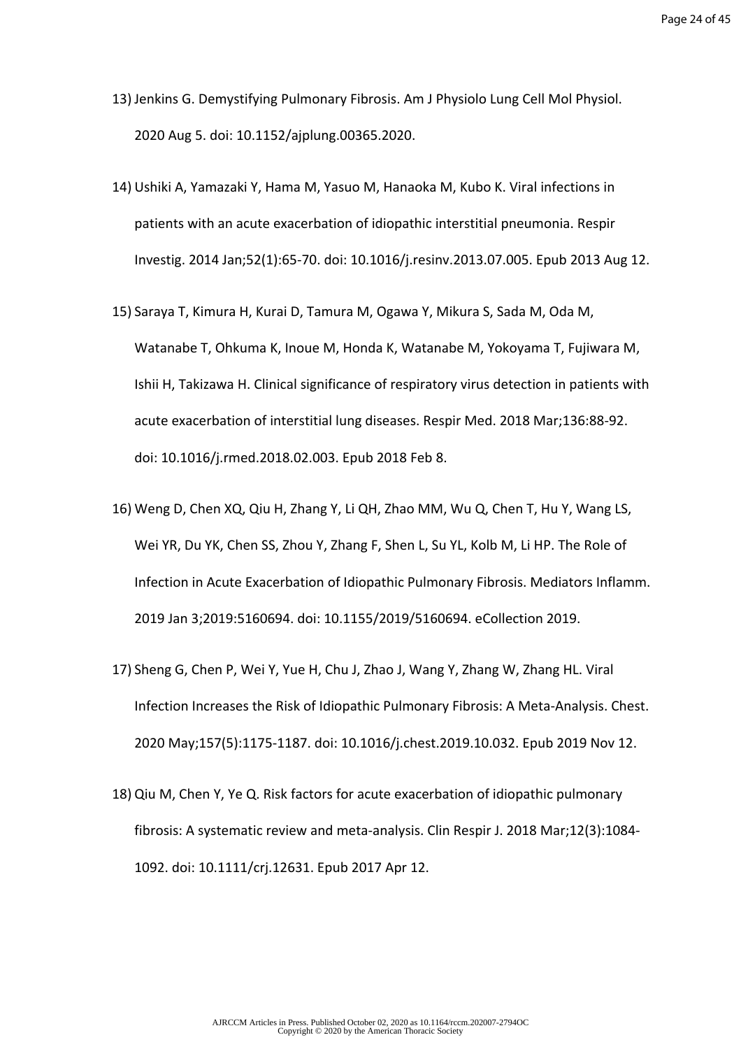13) Jenkins G. Demystifying Pulmonary Fibrosis. Am J Physiolo Lung Cell Mol Physiol. 2020 Aug 5. doi: 10.1152/ajplung.00365.2020.

14) Ushiki A, Yamazaki Y, Hama M, Yasuo M, Hanaoka M, Kubo K. Viral infections in patients with an acute exacerbation of idiopathic interstitial pneumonia. Respir Investig. 2014 Jan;52(1):65-70. doi: 10.1016/j.resinv.2013.07.005. Epub 2013 Aug 12.

15) Saraya T, Kimura H, Kurai D, Tamura M, Ogawa Y, Mikura S, Sada M, Oda M, Watanabe T, Ohkuma K, Inoue M, Honda K, Watanabe M, Yokoyama T, Fujiwara M, Ishii H, Takizawa H. Clinical significance of respiratory virus detection in patients with acute exacerbation of interstitial lung diseases. Respir Med. 2018 Mar;136:88-92. doi: 10.1016/j.rmed.2018.02.003. Epub 2018 Feb 8.

16) Weng D, Chen XQ, Qiu H, Zhang Y, Li QH, Zhao MM, Wu Q, Chen T, Hu Y, Wang LS, Wei YR, Du YK, Chen SS, Zhou Y, Zhang F, Shen L, Su YL, Kolb M, Li HP. The Role of Infection in Acute Exacerbation of Idiopathic Pulmonary Fibrosis. Mediators Inflamm. 2019 Jan 3;2019:5160694. doi: 10.1155/2019/5160694. eCollection 2019.

17) Sheng G, Chen P, Wei Y, Yue H, Chu J, Zhao J, Wang Y, Zhang W, Zhang HL. Viral Infection Increases the Risk of Idiopathic Pulmonary Fibrosis: A Meta-Analysis. Chest. 2020 May;157(5):1175-1187. doi: 10.1016/j.chest.2019.10.032. Epub 2019 Nov 12.

18) Qiu M, Chen Y, Ye Q. Risk factors for acute exacerbation of idiopathic pulmonary fibrosis: A systematic review and meta-analysis. Clin Respir J. 2018 Mar;12(3):1084-1092. doi: 10.1111/crj.12631. Epub 2017 Apr 12.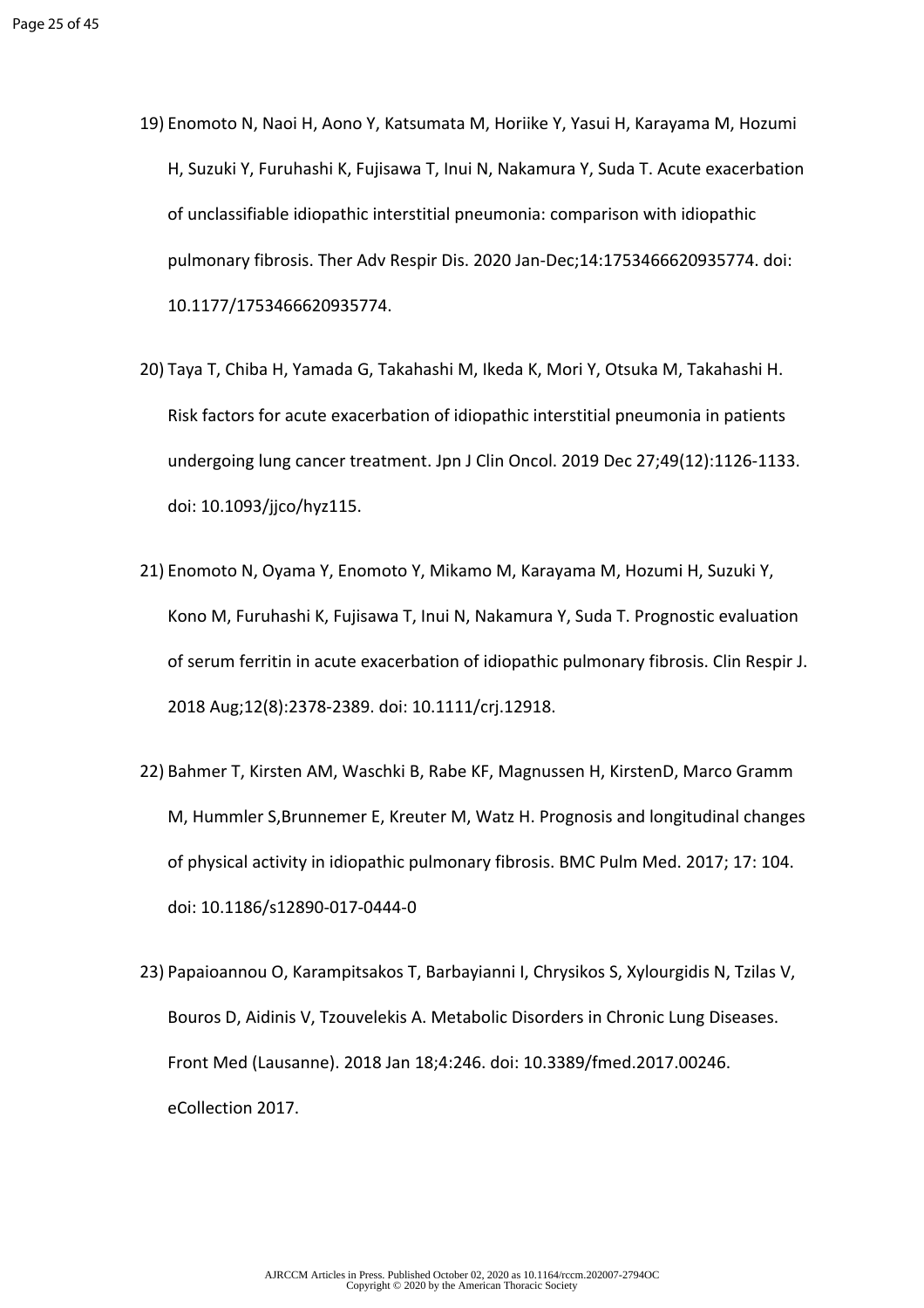19) Enomoto N, Naoi H, Aono Y, Katsumata M, Horiike Y, Yasui H, Karayama M, Hozumi H, Suzuki Y, Furuhashi K, Fujisawa T, Inui N, Nakamura Y, Suda T. Acute exacerbation of unclassifiable idiopathic interstitial pneumonia: comparison with idiopathic pulmonary fibrosis. Ther Adv Respir Dis. 2020 Jan-Dec;14:1753466620935774. doi: 10.1177/1753466620935774.

20) Taya T, Chiba H, Yamada G, Takahashi M, Ikeda K, Mori Y, Otsuka M, Takahashi H. Risk factors for acute exacerbation of idiopathic interstitial pneumonia in patients undergoing lung cancer treatment. Jpn J Clin Oncol. 2019 Dec 27;49(12):1126-1133. doi: 10.1093/jjco/hyz115.

21) Enomoto N, Oyama Y, Enomoto Y, Mikamo M, Karayama M, Hozumi H, Suzuki Y, Kono M, Furuhashi K, Fujisawa T, Inui N, Nakamura Y, Suda T. Prognostic evaluation of serum ferritin in acute exacerbation of idiopathic pulmonary fibrosis. Clin Respir J. 2018 Aug;12(8):2378-2389. doi: 10.1111/crj.12918.

22) Bahmer T, Kirsten AM, Waschki B, Rabe KF, Magnussen H, KirstenD, Marco Gramm M, Hummler S,Brunnemer E, Kreuter M, Watz H. Prognosis and longitudinal changes of physical activity in idiopathic pulmonary fibrosis. BMC Pulm Med. 2017; 17: 104. doi: 10.1186/s12890-017-0444-0

23) Papaioannou O, Karampitsakos T, Barbayianni I, Chrysikos S, Xylourgidis N, Tzilas V, Bouros D, Aidinis V, Tzouvelekis A. Metabolic Disorders in Chronic Lung Diseases. Front Med (Lausanne). 2018 Jan 18;4:246. doi: 10.3389/fmed.2017.00246. eCollection 2017.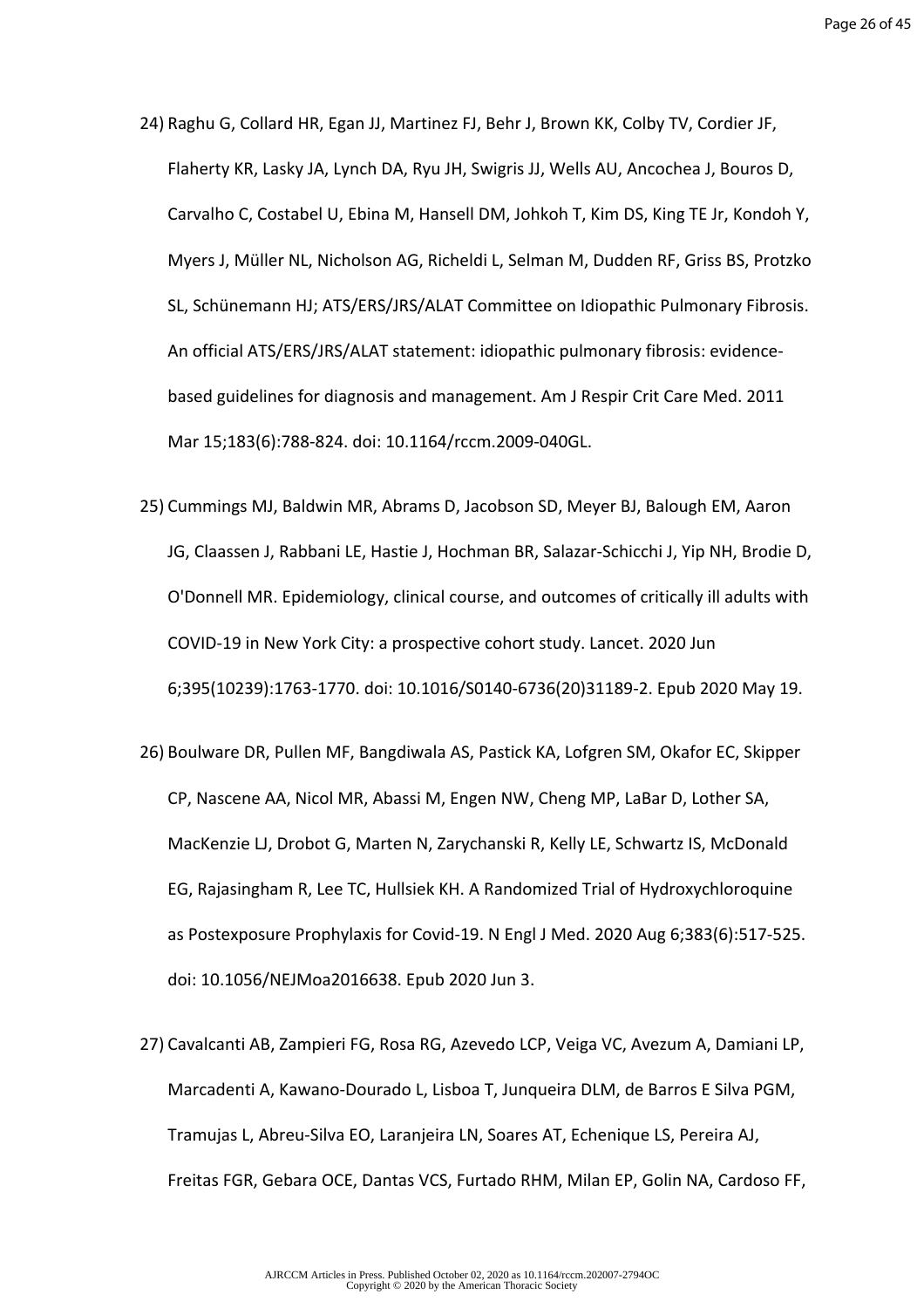24) Raghu G, Collard HR, Egan JJ, Martinez FJ, Behr J, Brown KK, Colby TV, Cordier JF, Flaherty KR, Lasky JA, Lynch DA, Ryu JH, Swigris JJ, Wells AU, Ancochea J, Bouros D, Carvalho C, Costabel U, Ebina M, Hansell DM, Johkoh T, Kim DS, King TE Jr, Kondoh Y, Myers J, Müller NL, Nicholson AG, Richeldi L, Selman M, Dudden RF, Griss BS, Protzko SL, Schünemann HJ; ATS/ERS/JRS/ALAT Committee on Idiopathic Pulmonary Fibrosis. An official ATS/ERS/JRS/ALAT statement: idiopathic pulmonary fibrosis: evidence-based guidelines for diagnosis and management. Am J Respir Crit Care Med. 2011 Mar 15;183(6):788-824. doi: 10.1164/rccm.2009-040GL.

25) Cummings MJ, Baldwin MR, Abrams D, Jacobson SD, Meyer BJ, Balough EM, Aaron JG, Claassen J, Rabbani LE, Hastie J, Hochman BR, Salazar-Schicchi J, Yip NH, Brodie D, O'Donnell MR. Epidemiology, clinical course, and outcomes of critically ill adults with COVID-19 in New York City: a prospective cohort study. Lancet. 2020 Jun 6;395(10239):1763-1770. doi: 10.1016/S0140-6736(20)31189-2. Epub 2020 May 19.

26) Boulware DR, Pullen MF, Bangdiwala AS, Pastick KA, Lofgren SM, Okafor EC, Skipper CP, Nascene AA, Nicol MR, Abassi M, Engen NW, Cheng MP, LaBar D, Lother SA, MacKenzie LJ, Drobot G, Marten N, Zarychanski R, Kelly LE, Schwartz IS, McDonald EG, Rajasingham R, Lee TC, Hullsiek KH. A Randomized Trial of Hydroxychloroquine as Postexposure Prophylaxis for Covid-19. N Engl J Med. 2020 Aug 6;383(6):517-525. doi: 10.1056/NEJMoa2016638. Epub 2020 Jun 3.

27) Cavalcanti AB, Zampieri FG, Rosa RG, Azevedo LCP, Veiga VC, Avezum A, Damiani LP, Marcadenti A, Kawano-Dourado L, Lisboa T, Junqueira DLM, de Barros E Silva PGM, Tramujas L, Abreu-Silva EO, Laranjeira LN, Soares AT, Echenique LS, Pereira AJ, Freitas FGR, Gebara OCE, Dantas VCS, Furtado RHM, Milan EP, Golin NA, Cardoso FF,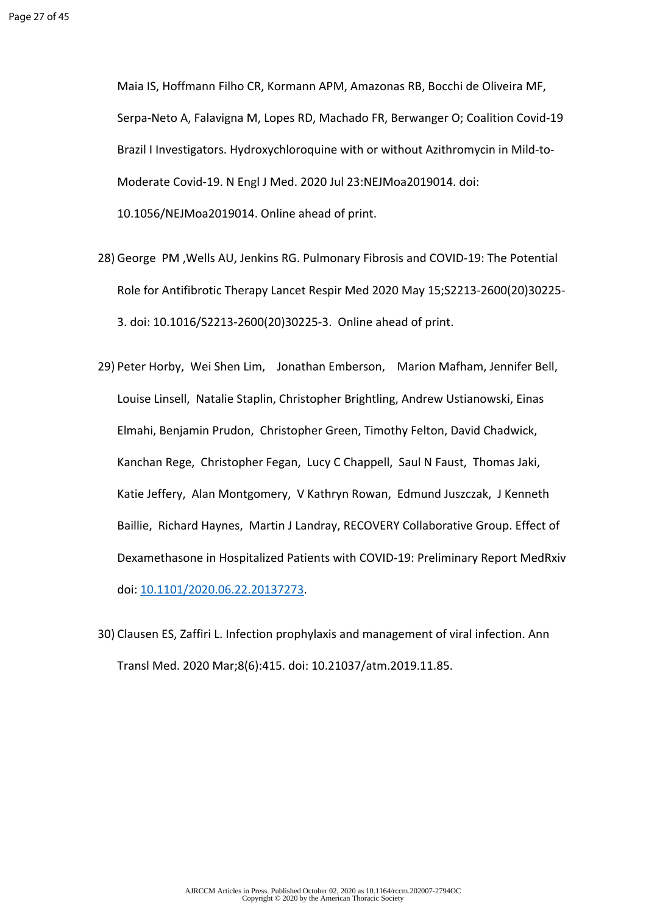Maia IS, Hoffmann Filho CR, Kormann APM, Amazonas RB, Bocchi de Oliveira MF, Serpa-Neto A, Falavigna M, Lopes RD, Machado FR, Berwanger O; Coalition Covid-19 Brazil I Investigators. Hydroxychloroquine with or without Azithromycin in Mild-to-Moderate Covid-19. N Engl J Med. 2020 Jul 23:NEJMoa2019014. doi: 10.1056/NEJMoa2019014. Online ahead of print.

28) George PM ,Wells AU, Jenkins RG. Pulmonary Fibrosis and COVID-19: The Potential Role for Antifibrotic Therapy Lancet Respir Med 2020 May 15;S2213-2600(20)30225-3. doi: 10.1016/S2213-2600(20)30225-3. Online ahead of print.

29) Peter Horby, Wei Shen Lim, Jonathan Emberson, Marion Mafham, Jennifer Bell, Louise Linsell, Natalie Staplin, Christopher Brightling, Andrew Ustianowski, Einas Elmahi, Benjamin Prudon, Christopher Green, Timothy Felton, David Chadwick, Kanchan Rege, Christopher Fegan, Lucy C Chappell, Saul N Faust, Thomas Jaki, Katie Jeffery, Alan Montgomery, V Kathryn Rowan, Edmund Juszczak, J Kenneth Baillie, Richard Haynes, Martin J Landray, RECOVERY Collaborative Group. Effect of Dexamethasone in Hospitalized Patients with COVID-19: Preliminary Report MedRxiv doi: 10.1101/2020.06.22.20137273.

30) Clausen ES, Zaffiri L. Infection prophylaxis and management of viral infection. Ann Transl Med. 2020 Mar;8(6):415. doi: 10.21037/atm.2019.11.85.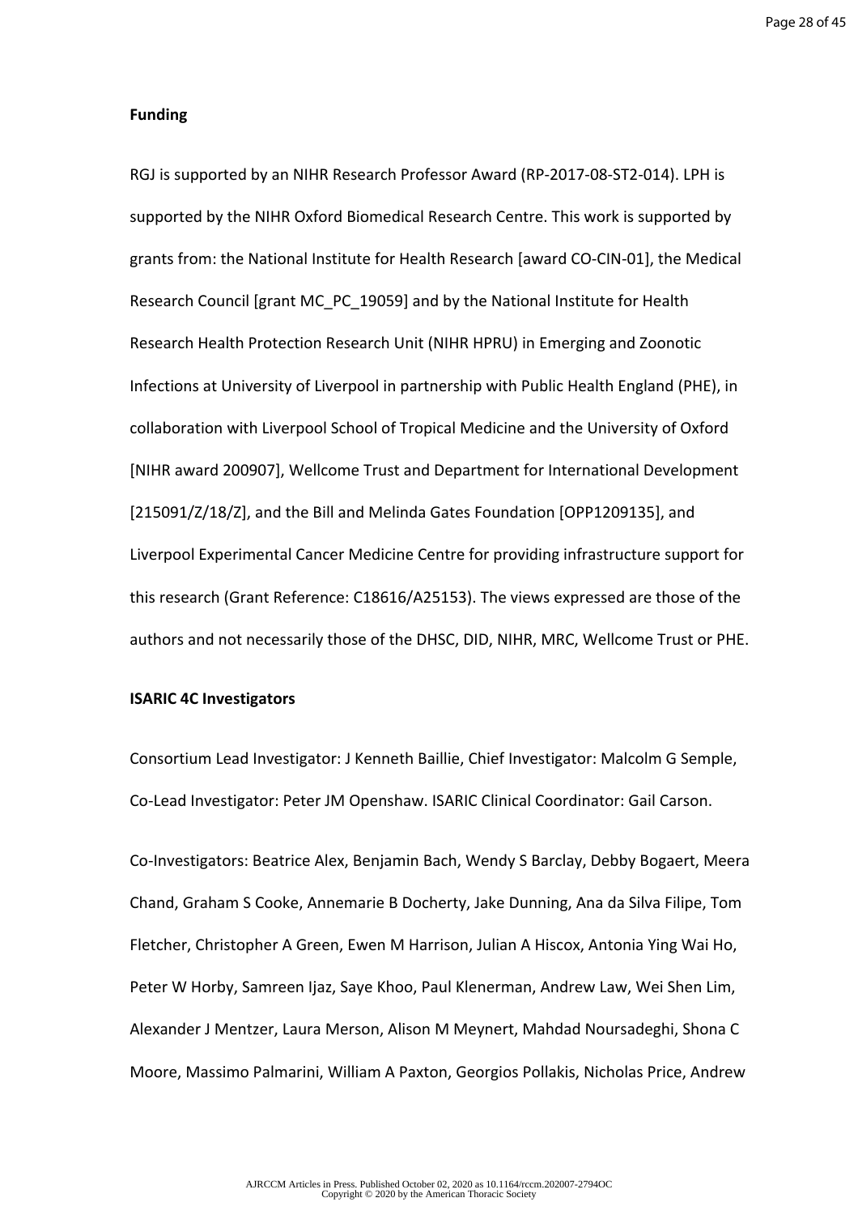**Funding**

RGJ is supported by an NIHR Research Professor Award (RP-2017-08-ST2-014). LPH is supported by the NIHR Oxford Biomedical Research Centre. This work is supported by grants from: the National Institute for Health Research [award CO-CIN-01], the Medical Research Council [grant MC_PC_19059] and by the National Institute for Health Research Health Protection Research Unit (NIHR HPRU) in Emerging and Zoonotic Infections at University of Liverpool in partnership with Public Health England (PHE), in collaboration with Liverpool School of Tropical Medicine and the University of Oxford [NIHR award 200907], Wellcome Trust and Department for International Development [215091/Z/18/Z], and the Bill and Melinda Gates Foundation [OPP1209135], and Liverpool Experimental Cancer Medicine Centre for providing infrastructure support for this research (Grant Reference: C18616/A25153). The views expressed are those of the authors and not necessarily those of the DHSC, DID, NIHR, MRC, Wellcome Trust or PHE.

**ISARIC 4C Investigators**

Consortium Lead Investigator: J Kenneth Baillie, Chief Investigator: Malcolm G Semple, Co-Lead Investigator: Peter JM Openshaw. ISARIC Clinical Coordinator: Gail Carson.

Co-Investigators: Beatrice Alex, Benjamin Bach, Wendy S Barclay, Debby Bogaert, Meera Chand, Graham S Cooke, Annemarie B Docherty, Jake Dunning, Ana da Silva Filipe, Tom Fletcher, Christopher A Green, Ewen M Harrison, Julian A Hiscox, Antonia Ying Wai Ho, Peter W Horby, Samreen Ijaz, Saye Khoo, Paul Klenerman, Andrew Law, Wei Shen Lim, Alexander J Mentzer, Laura Merson, Alison M Meynert, Mahdad Noursadeghi, Shona C Moore, Massimo Palmarini, William A Paxton, Georgios Pollakis, Nicholas Price, Andrew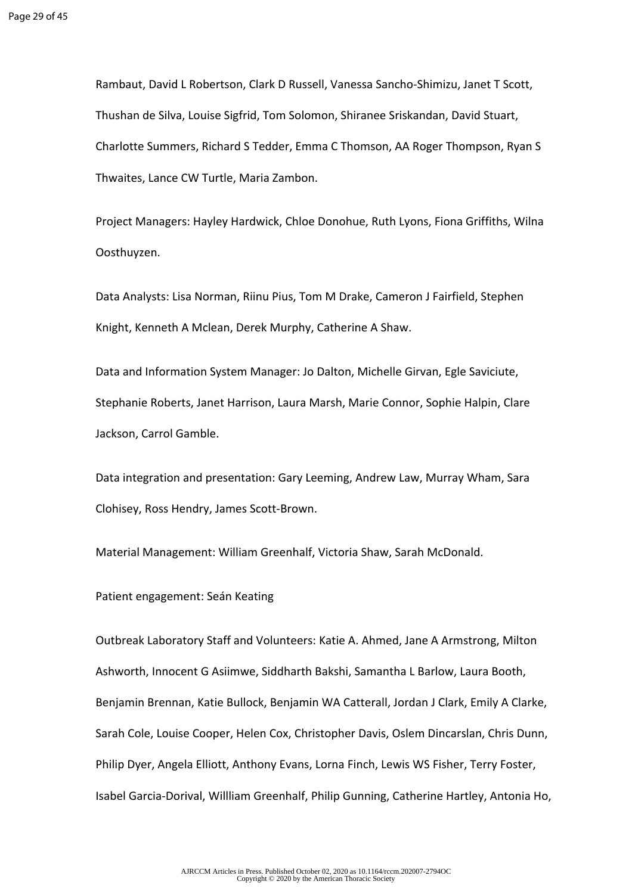Rambaut, David L Robertson, Clark D Russell, Vanessa Sancho-Shimizu, Janet T Scott, Thushan de Silva, Louise Sigfrid, Tom Solomon, Shiranee Sriskandan, David Stuart, Charlotte Summers, Richard S Tedder, Emma C Thomson, AA Roger Thompson, Ryan S Thwaites, Lance CW Turtle, Maria Zambon.

Project Managers: Hayley Hardwick, Chloe Donohue, Ruth Lyons, Fiona Griffiths, Wilna Oosthuyzen.

Data Analysts: Lisa Norman, Riinu Pius, Tom M Drake, Cameron J Fairfield, Stephen Knight, Kenneth A Mclean, Derek Murphy, Catherine A Shaw.

Data and Information System Manager: Jo Dalton, Michelle Girvan, Egle Saviciute, Stephanie Roberts, Janet Harrison, Laura Marsh, Marie Connor, Sophie Halpin, Clare Jackson, Carrol Gamble.

Data integration and presentation: Gary Leeming, Andrew Law, Murray Wham, Sara Clohisey, Ross Hendry, James Scott-Brown.

Material Management: William Greenhalf, Victoria Shaw, Sarah McDonald.

Patient engagement: Seán Keating

Outbreak Laboratory Staff and Volunteers: Katie A. Ahmed, Jane A Armstrong, Milton Ashworth, Innocent G Asiimwe, Siddharth Bakshi, Samantha L Barlow, Laura Booth, Benjamin Brennan, Katie Bullock, Benjamin WA Catterall, Jordan J Clark, Emily A Clarke, Sarah Cole, Louise Cooper, Helen Cox, Christopher Davis, Oslem Dincarslan, Chris Dunn, Philip Dyer, Angela Elliott, Anthony Evans, Lorna Finch, Lewis WS Fisher, Terry Foster, Isabel Garcia-Dorival, Willliam Greenhalf, Philip Gunning, Catherine Hartley, Antonia Ho,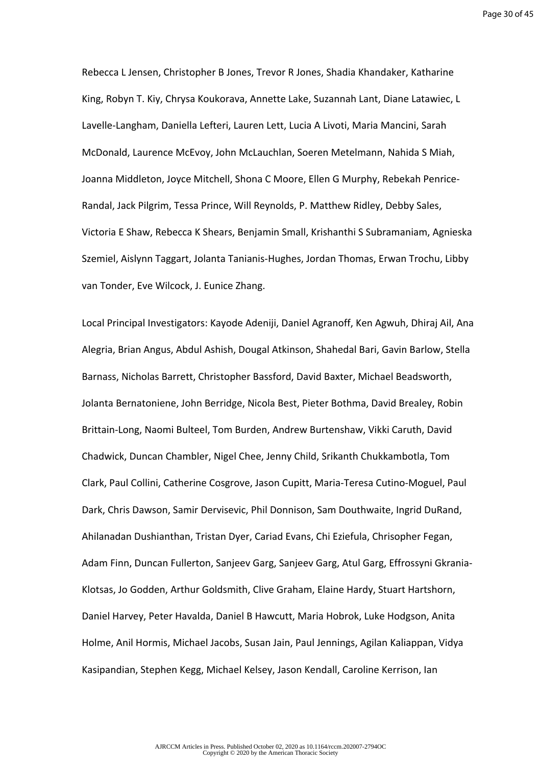Rebecca L Jensen, Christopher B Jones, Trevor R Jones, Shadia Khandaker, Katharine King, Robyn T. Kiy, Chrysa Koukorava, Annette Lake, Suzannah Lant, Diane Latawiec, L Lavelle-Langham, Daniella Lefteri, Lauren Lett, Lucia A Livoti, Maria Mancini, Sarah McDonald, Laurence McEvoy, John McLauchlan, Soeren Metelmann, Nahida S Miah, Joanna Middleton, Joyce Mitchell, Shona C Moore, Ellen G Murphy, Rebekah Penrice-Randal, Jack Pilgrim, Tessa Prince, Will Reynolds, P. Matthew Ridley, Debby Sales, Victoria E Shaw, Rebecca K Shears, Benjamin Small, Krishanthi S Subramaniam, Agnieska Szemiel, Aislynn Taggart, Jolanta Tanianis-Hughes, Jordan Thomas, Erwan Trochu, Libby van Tonder, Eve Wilcock, J. Eunice Zhang.

Local Principal Investigators: Kayode Adeniji, Daniel Agranoff, Ken Agwuh, Dhiraj Ail, Ana Alegria, Brian Angus, Abdul Ashish, Dougal Atkinson, Shahedal Bari, Gavin Barlow, Stella Barnass, Nicholas Barrett, Christopher Bassford, David Baxter, Michael Beadsworth, Jolanta Bernatoniene, John Berridge, Nicola Best, Pieter Bothma, David Brealey, Robin Brittain-Long, Naomi Bulteel, Tom Burden, Andrew Burtenshaw, Vikki Caruth, David Chadwick, Duncan Chambler, Nigel Chee, Jenny Child, Srikanth Chukkambotla, Tom Clark, Paul Collini, Catherine Cosgrove, Jason Cupitt, Maria-Teresa Cutino-Moguel, Paul Dark, Chris Dawson, Samir Dervisevic, Phil Donnison, Sam Douthwaite, Ingrid DuRand, Ahilanadan Dushianthan, Tristan Dyer, Cariad Evans, Chi Eziefula, Chrisopher Fegan, Adam Finn, Duncan Fullerton, Sanjeev Garg, Sanjeev Garg, Atul Garg, Effrossyni Gkrania-Klotsas, Jo Godden, Arthur Goldsmith, Clive Graham, Elaine Hardy, Stuart Hartshorn, Daniel Harvey, Peter Havalda, Daniel B Hawcutt, Maria Hobrok, Luke Hodgson, Anita Holme, Anil Hormis, Michael Jacobs, Susan Jain, Paul Jennings, Agilan Kaliappan, Vidya Kasipandian, Stephen Kegg, Michael Kelsey, Jason Kendall, Caroline Kerrison, Ian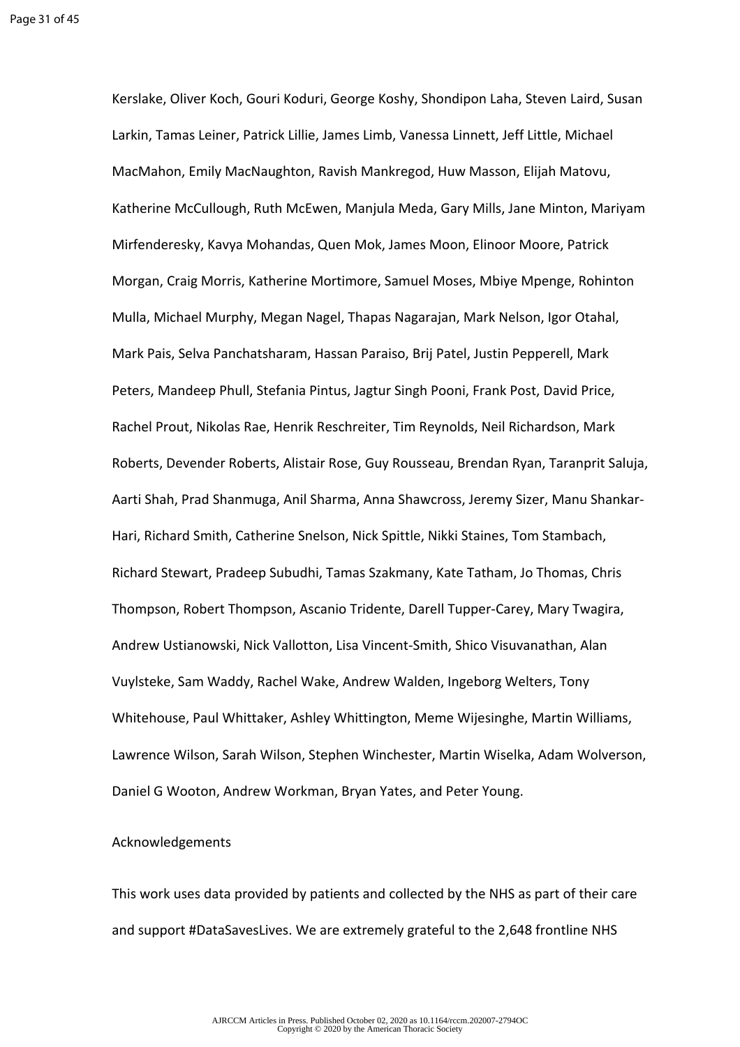Kerslake, Oliver Koch, Gouri Koduri, George Koshy, Shondipon Laha, Steven Laird, Susan Larkin, Tamas Leiner, Patrick Lillie, James Limb, Vanessa Linnett, Jeff Little, Michael MacMahon, Emily MacNaughton, Ravish Mankregod, Huw Masson, Elijah Matovu, Katherine McCullough, Ruth McEwen, Manjula Meda, Gary Mills, Jane Minton, Mariyam Mirfenderesky, Kavya Mohandas, Quen Mok, James Moon, Elinoor Moore, Patrick Morgan, Craig Morris, Katherine Mortimore, Samuel Moses, Mbiye Mpenge, Rohinton Mulla, Michael Murphy, Megan Nagel, Thapas Nagarajan, Mark Nelson, Igor Otahal, Mark Pais, Selva Panchatsharam, Hassan Paraiso, Brij Patel, Justin Pepperell, Mark Peters, Mandeep Phull, Stefania Pintus, Jagtur Singh Pooni, Frank Post, David Price, Rachel Prout, Nikolas Rae, Henrik Reschreiter, Tim Reynolds, Neil Richardson, Mark Roberts, Devender Roberts, Alistair Rose, Guy Rousseau, Brendan Ryan, Taranprit Saluja, Aarti Shah, Prad Shanmuga, Anil Sharma, Anna Shawcross, Jeremy Sizer, Manu Shankar-Hari, Richard Smith, Catherine Snelson, Nick Spittle, Nikki Staines, Tom Stambach, Richard Stewart, Pradeep Subudhi, Tamas Szakmany, Kate Tatham, Jo Thomas, Chris Thompson, Robert Thompson, Ascanio Tridente, Darell Tupper-Carey, Mary Twagira, Andrew Ustianowski, Nick Vallotton, Lisa Vincent-Smith, Shico Visuvanathan, Alan Vuylsteke, Sam Waddy, Rachel Wake, Andrew Walden, Ingeborg Welters, Tony Whitehouse, Paul Whittaker, Ashley Whittington, Meme Wijesinghe, Martin Williams, Lawrence Wilson, Sarah Wilson, Stephen Winchester, Martin Wiselka, Adam Wolverson, Daniel G Wooton, Andrew Workman, Bryan Yates, and Peter Young.

Acknowledgements

This work uses data provided by patients and collected by the NHS as part of their care and support #DataSavesLives. We are extremely grateful to the 2,648 frontline NHS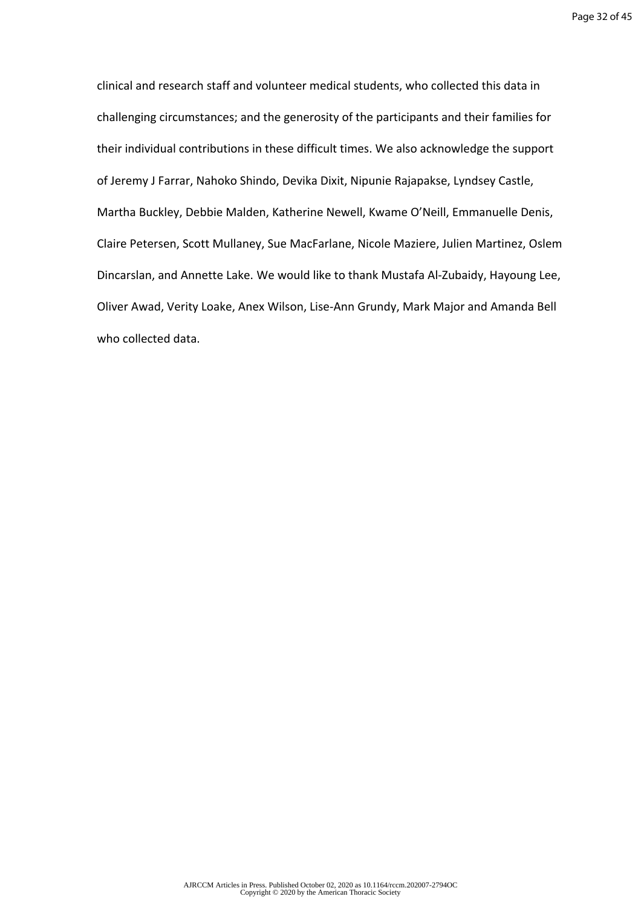clinical and research staff and volunteer medical students, who collected this data in challenging circumstances; and the generosity of the participants and their families for their individual contributions in these difficult times. We also acknowledge the support of Jeremy J Farrar, Nahoko Shindo, Devika Dixit, Nipunie Rajapakse, Lyndsey Castle, Martha Buckley, Debbie Malden, Katherine Newell, Kwame O'Neill, Emmanuelle Denis, Claire Petersen, Scott Mullaney, Sue MacFarlane, Nicole Maziere, Julien Martinez, Oslem Dincarslan, and Annette Lake. We would like to thank Mustafa Al-Zubaidy, Hayoung Lee, Oliver Awad, Verity Loake, Anex Wilson, Lise-Ann Grundy, Mark Major and Amanda Bell who collected data.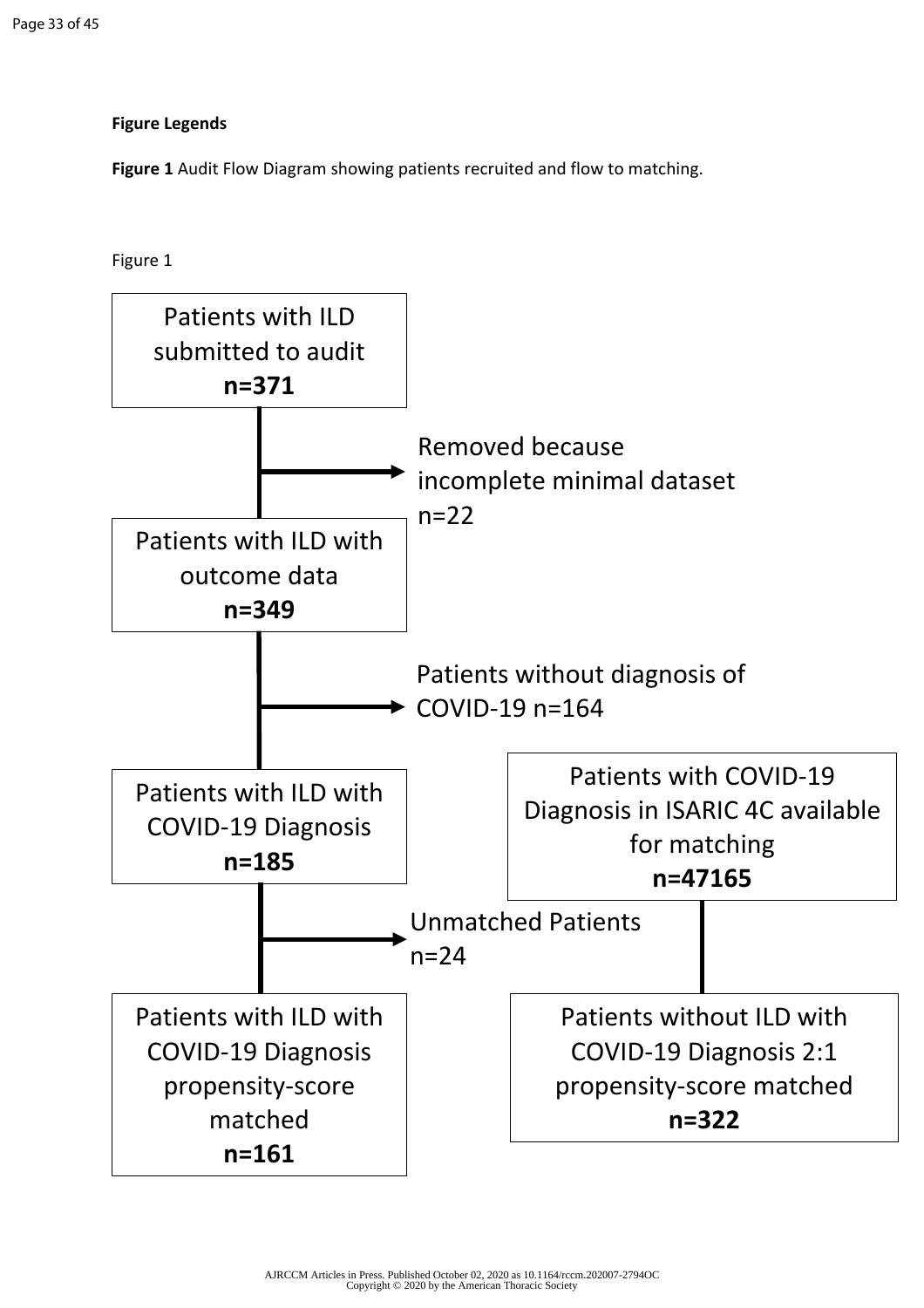**Figure Legends**

**Figure 1** Audit Flow Diagram showing patients recruited and flow to matching.

Figure 1

Patients with ILD submitted to audit
**n=371**

Removed because incomplete minimal dataset n=22

Patients with ILD with outcome data
**n=349**

Patients without diagnosis of COVID-19 n=164

Patients with ILD with COVID-19 Diagnosis
**n=185**

Patients with COVID-19 Diagnosis in ISARIC 4C available for matching
**n=47165**

Unmatched Patients n=24

Patients with ILD with COVID-19 Diagnosis propensity-score matched
**n=161**

Patients without ILD with COVID-19 Diagnosis 2:1 propensity-score matched
**n=322**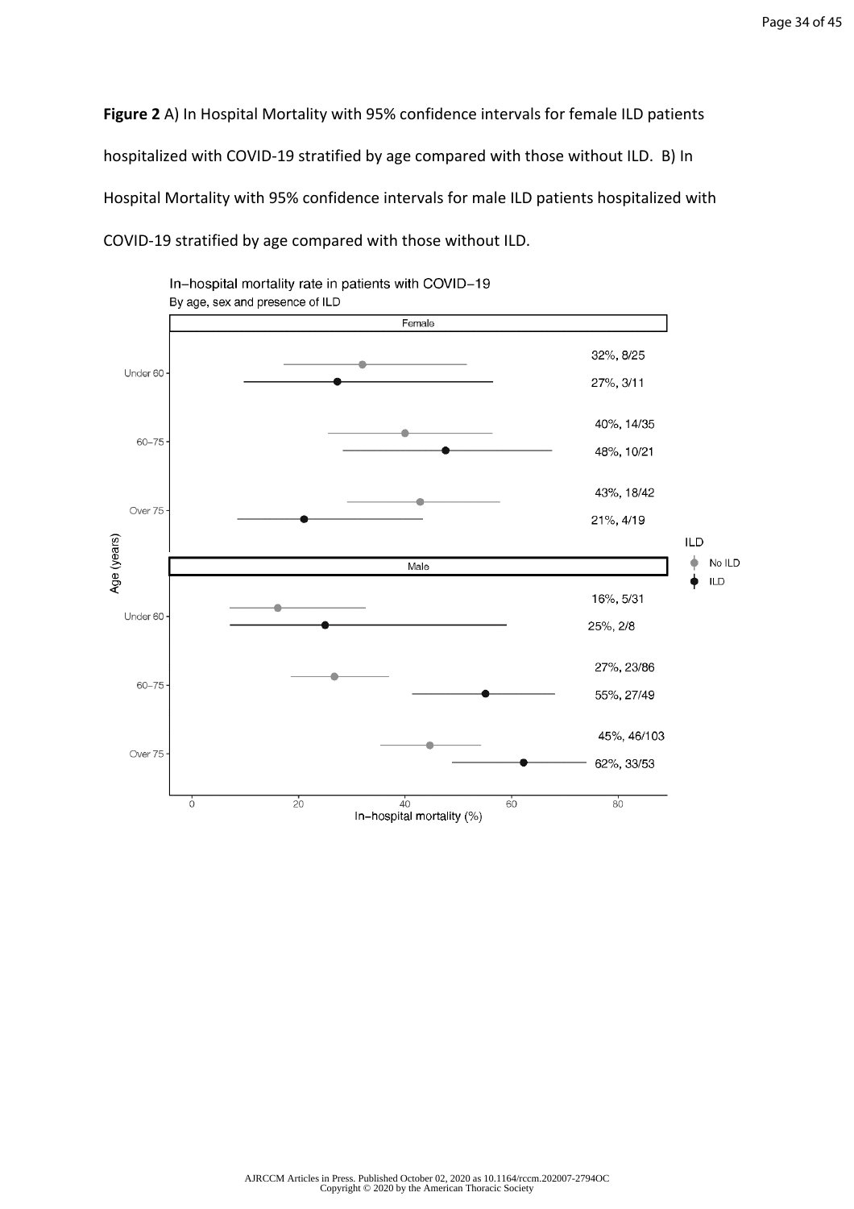**Figure 2** A) In Hospital Mortality with 95% confidence intervals for female ILD patients hospitalized with COVID-19 stratified by age compared with those without ILD. B) In Hospital Mortality with 95% confidence intervals for male ILD patients hospitalized with COVID-19 stratified by age compared with those without ILD.

In–hospital mortality rate in patients with COVID–19

By age, sex and presence of ILD

| Sex | Age (years) | No ILD | ILD |
|---|---|---|---|
| Female | Under 60 | 32%, 8/25 | 27%, 3/11 |
| Female | 60–75 | 40%, 14/35 | 48%, 10/21 |
| Female | Over 75 | 43%, 18/42 | 21%, 4/19 |
| Male | Under 60 | 16%, 5/31 | 25%, 2/8 |
| Male | 60–75 | 27%, 23/86 | 55%, 27/49 |
| Male | Over 75 | 45%, 46/103 | 62%, 33/53 |

In–hospital mortality (%)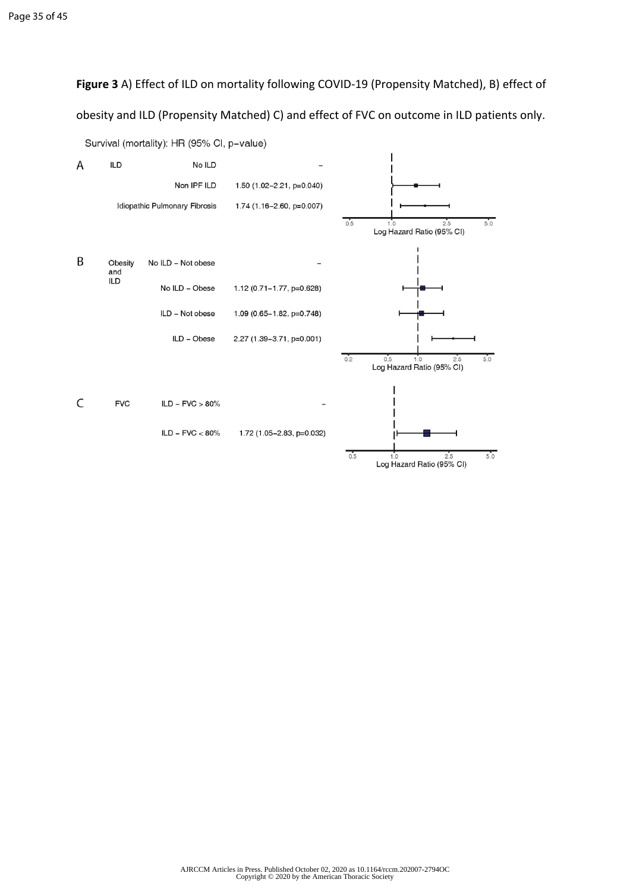**Figure 3** A) Effect of ILD on mortality following COVID-19 (Propensity Matched), B) effect of obesity and ILD (Propensity Matched) C) and effect of FVC on outcome in ILD patients only.

Survival (mortality): HR (95% CI, p−value)

| Panel | Variable | Group | HR (95% CI, p-value) |
|---|---|---|---|
| A | ILD | No ILD | − |
| | | Non IPF ILD | 1.50 (1.02−2.21, p=0.040) |
| | | Idiopathic Pulmonary Fibrosis | 1.74 (1.16−2.60, p=0.007) |
| B | Obesity and ILD | No ILD − Not obese | − |
| | | No ILD − Obese | 1.12 (0.71−1.77, p=0.628) |
| | | ILD − Not obese | 1.09 (0.65−1.82, p=0.748) |
| | | ILD − Obese | 2.27 (1.39−3.71, p=0.001) |
| C | FVC | ILD − FVC > 80% | − |
| | | ILD − FVC < 80% | 1.72 (1.05−2.83, p=0.032) |

Log Hazard Ratio (95% CI)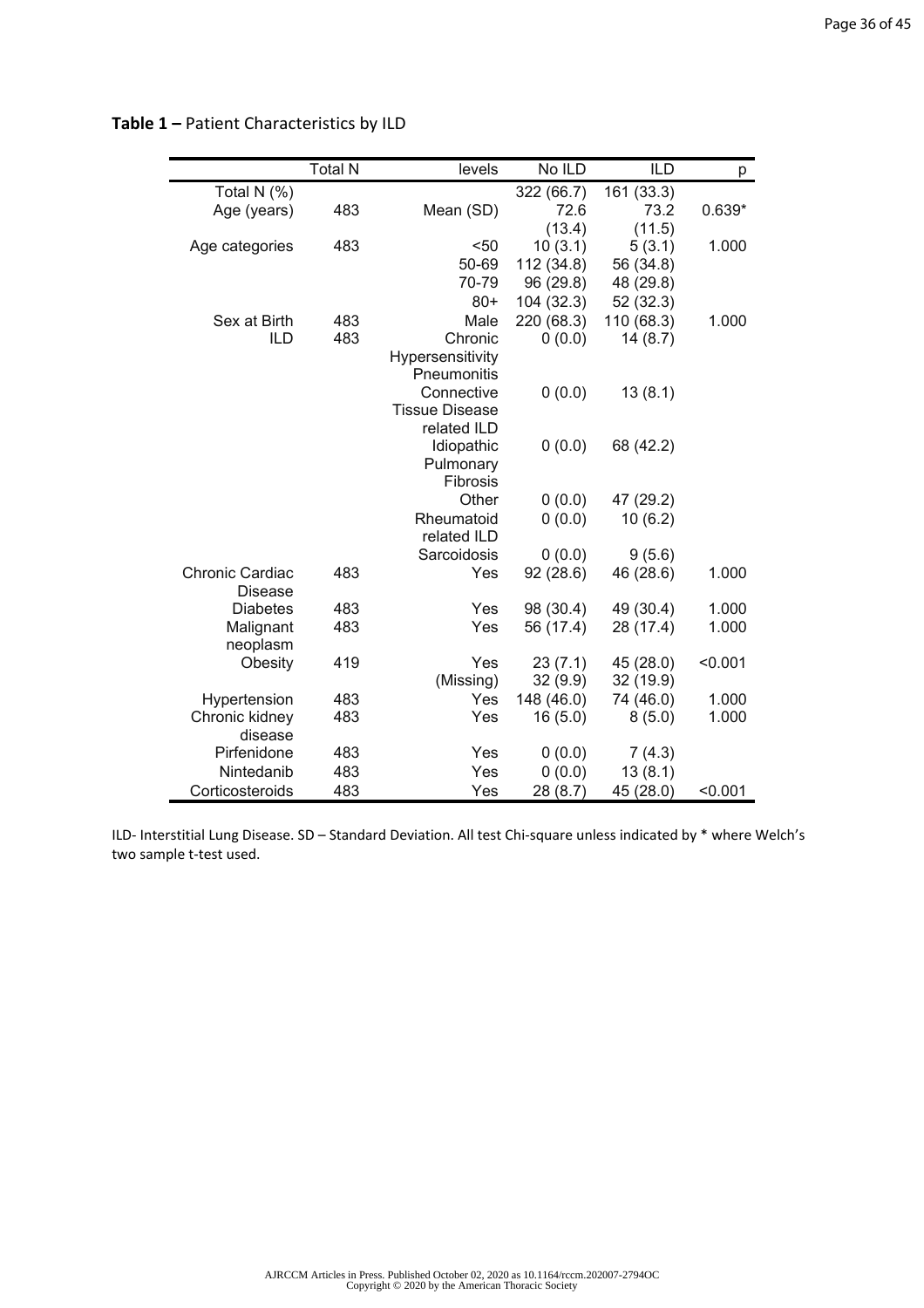**Table 1 –** Patient Characteristics by ILD

| | Total N | levels | No ILD | ILD | p |
|---|---|---|---|---|---|
| Total N (%) | | | 322 (66.7) | 161 (33.3) | |
| Age (years) | 483 | Mean (SD) | 72.6 (13.4) | 73.2 (11.5) | 0.639* |
| Age categories | 483 | <50 | 10 (3.1) | 5 (3.1) | 1.000 |
| | | 50-69 | 112 (34.8) | 56 (34.8) | |
| | | 70-79 | 96 (29.8) | 48 (29.8) | |
| | | 80+ | 104 (32.3) | 52 (32.3) | |
| Sex at Birth | 483 | Male | 220 (68.3) | 110 (68.3) | 1.000 |
| ILD | 483 | Chronic Hypersensitivity Pneumonitis | 0 (0.0) | 14 (8.7) | |
| | | Connective Tissue Disease related ILD | 0 (0.0) | 13 (8.1) | |
| | | Idiopathic Pulmonary Fibrosis | 0 (0.0) | 68 (42.2) | |
| | | Other | 0 (0.0) | 47 (29.2) | |
| | | Rheumatoid related ILD | 0 (0.0) | 10 (6.2) | |
| | | Sarcoidosis | 0 (0.0) | 9 (5.6) | |
| Chronic Cardiac Disease | 483 | Yes | 92 (28.6) | 46 (28.6) | 1.000 |
| Diabetes | 483 | Yes | 98 (30.4) | 49 (30.4) | 1.000 |
| Malignant neoplasm | 483 | Yes | 56 (17.4) | 28 (17.4) | 1.000 |
| Obesity | 419 | Yes | 23 (7.1) | 45 (28.0) | <0.001 |
| | | (Missing) | 32 (9.9) | 32 (19.9) | |
| Hypertension | 483 | Yes | 148 (46.0) | 74 (46.0) | 1.000 |
| Chronic kidney disease | 483 | Yes | 16 (5.0) | 8 (5.0) | 1.000 |
| Pirfenidone | 483 | Yes | 0 (0.0) | 7 (4.3) | |
| Nintedanib | 483 | Yes | 0 (0.0) | 13 (8.1) | |
| Corticosteroids | 483 | Yes | 28 (8.7) | 45 (28.0) | <0.001 |

ILD- Interstitial Lung Disease. SD – Standard Deviation. All test Chi-square unless indicated by * where Welch's two sample t-test used.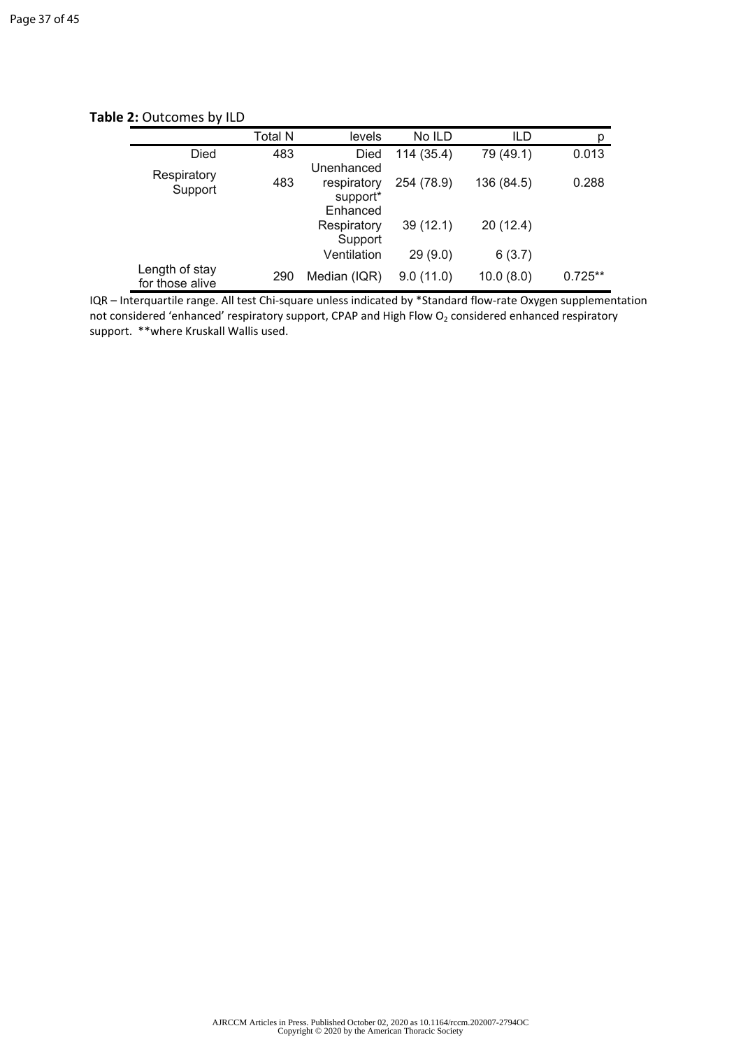**Table 2:** Outcomes by ILD

| | Total N | levels | No ILD | ILD | p |
|---|---|---|---|---|---|
| Died | 483 | Died | 114 (35.4) | 79 (49.1) | 0.013 |
| Respiratory Support | 483 | Unenhanced respiratory support* | 254 (78.9) | 136 (84.5) | 0.288 |
| | | Enhanced Respiratory Support | 39 (12.1) | 20 (12.4) | |
| | | Ventilation | 29 (9.0) | 6 (3.7) | |
| Length of stay for those alive | 290 | Median (IQR) | 9.0 (11.0) | 10.0 (8.0) | 0.725** |

IQR – Interquartile range. All test Chi-square unless indicated by *Standard flow-rate Oxygen supplementation not considered 'enhanced' respiratory support, CPAP and High Flow $O_2$ considered enhanced respiratory support. **where Kruskall Wallis used.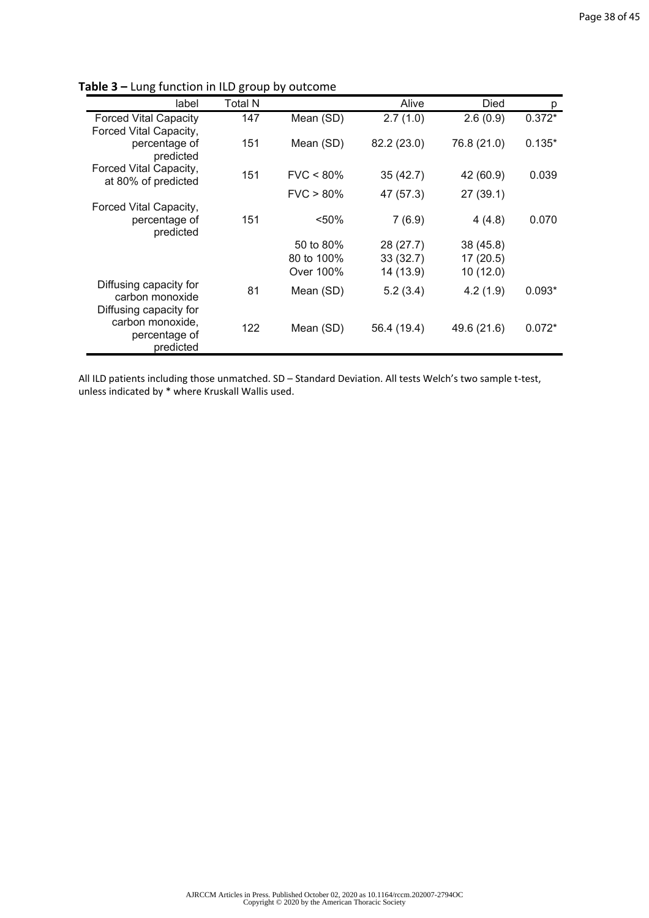**Table 3 –** Lung function in ILD group by outcome

| label | Total N | | Alive | Died | p |
|---|---|---|---|---|---|
| Forced Vital Capacity | 147 | Mean (SD) | 2.7 (1.0) | 2.6 (0.9) | 0.372* |
| Forced Vital Capacity, percentage of predicted | 151 | Mean (SD) | 82.2 (23.0) | 76.8 (21.0) | 0.135* |
| Forced Vital Capacity, at 80% of predicted | 151 | FVC < 80% | 35 (42.7) | 42 (60.9) | 0.039 |
| | | FVC > 80% | 47 (57.3) | 27 (39.1) | |
| Forced Vital Capacity, percentage of predicted | 151 | <50% | 7 (6.9) | 4 (4.8) | 0.070 |
| | | 50 to 80% | 28 (27.7) | 38 (45.8) | |
| | | 80 to 100% | 33 (32.7) | 17 (20.5) | |
| | | Over 100% | 14 (13.9) | 10 (12.0) | |
| Diffusing capacity for carbon monoxide | 81 | Mean (SD) | 5.2 (3.4) | 4.2 (1.9) | 0.093* |
| Diffusing capacity for carbon monoxide, percentage of predicted | 122 | Mean (SD) | 56.4 (19.4) | 49.6 (21.6) | 0.072* |

All ILD patients including those unmatched. SD – Standard Deviation. All tests Welch's two sample t-test, unless indicated by * where Kruskall Wallis used.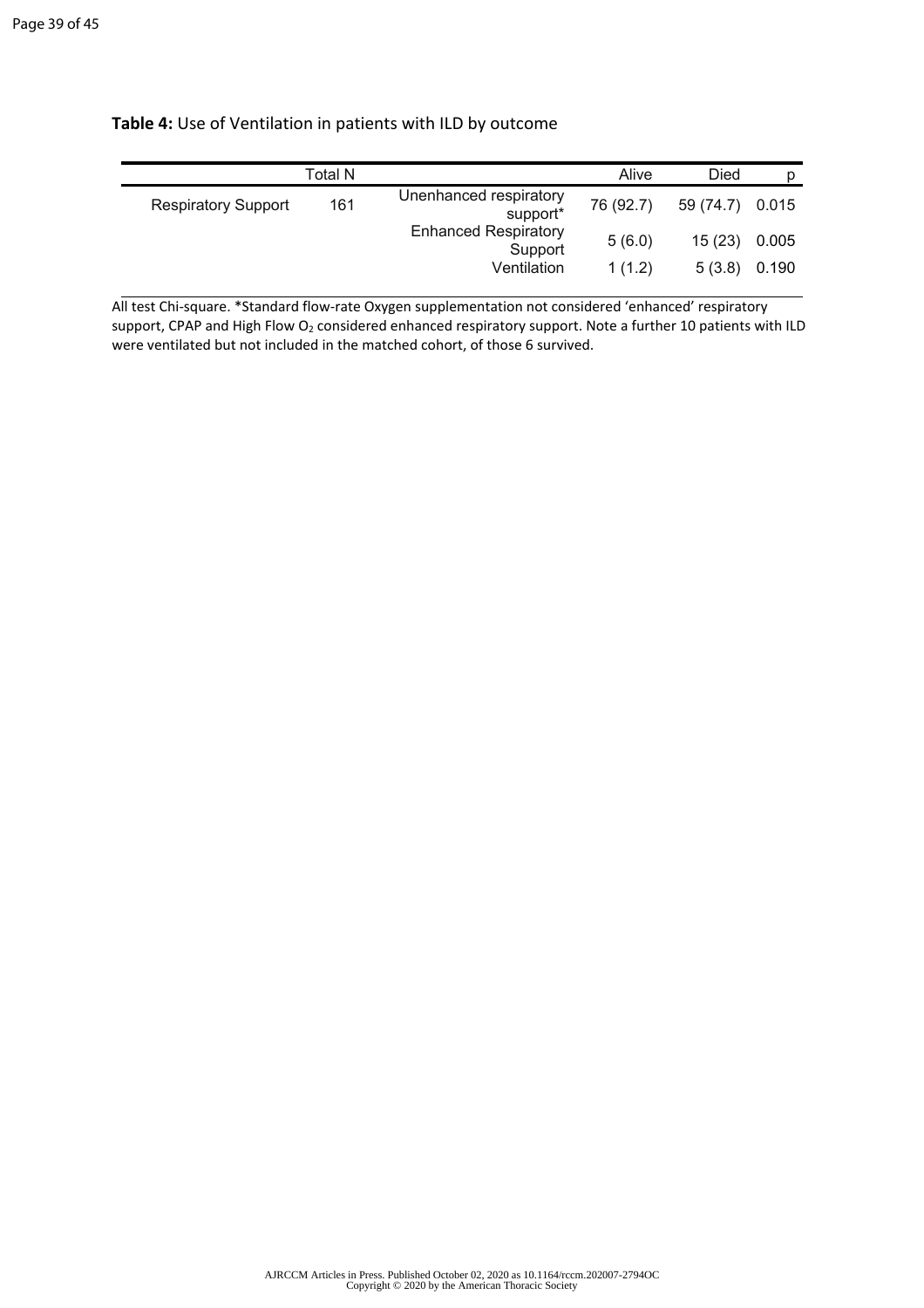**Table 4:** Use of Ventilation in patients with ILD by outcome

| | Total N | | Alive | Died | p |
|---|---|---|---|---|---|
| Respiratory Support | 161 | Unenhanced respiratory support* | 76 (92.7) | 59 (74.7) | 0.015 |
| | | Enhanced Respiratory Support | 5 (6.0) | 15 (23) | 0.005 |
| | | Ventilation | 1 (1.2) | 5 (3.8) | 0.190 |

All test Chi-square. *Standard flow-rate Oxygen supplementation not considered 'enhanced' respiratory support, CPAP and High Flow $O_2$ considered enhanced respiratory support. Note a further 10 patients with ILD were ventilated but not included in the matched cohort, of those 6 survived.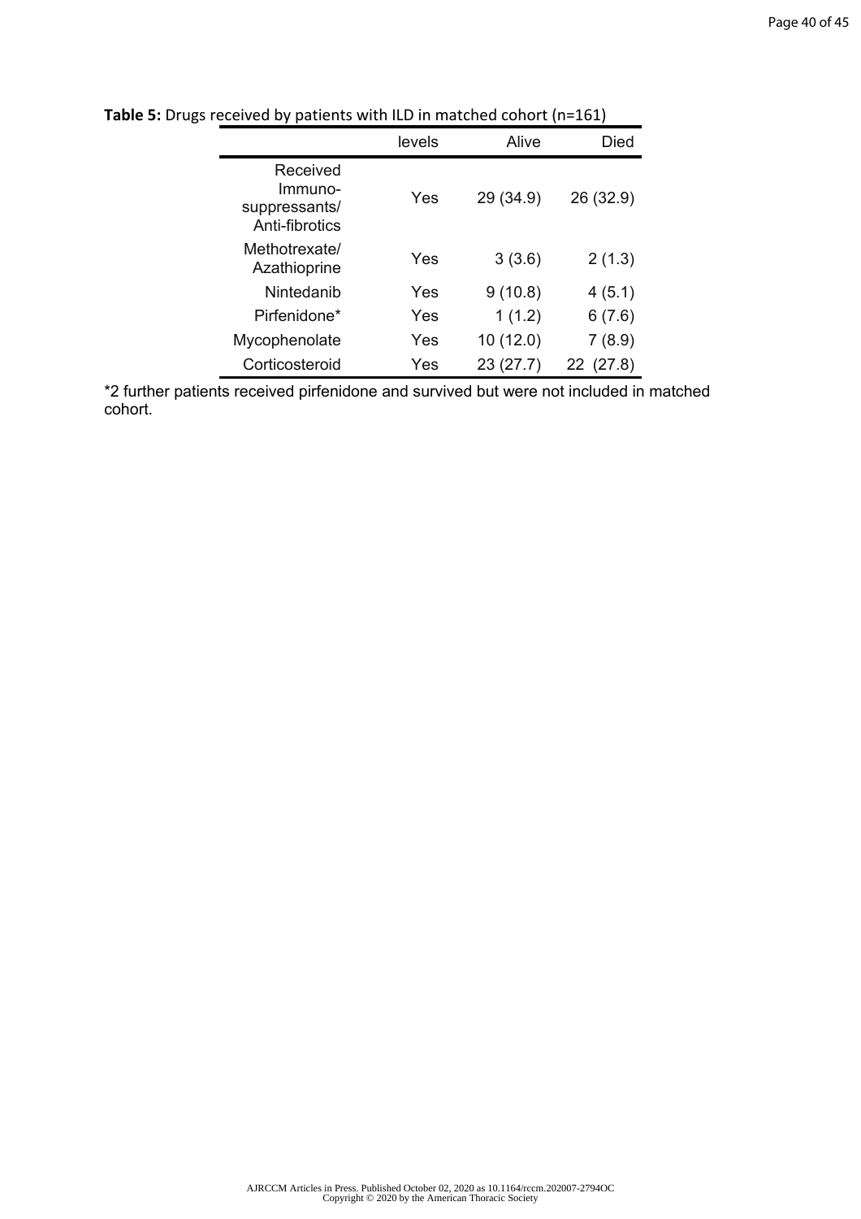**Table 5:** Drugs received by patients with ILD in matched cohort (n=161)

| | levels | Alive | Died |
|---|---|---|---|
| Received Immuno-suppressants/ Anti-fibrotics | Yes | 29 (34.9) | 26 (32.9) |
| Methotrexate/ Azathioprine | Yes | 3 (3.6) | 2 (1.3) |
| Nintedanib | Yes | 9 (10.8) | 4 (5.1) |
| Pirfenidone* | Yes | 1 (1.2) | 6 (7.6) |
| Mycophenolate | Yes | 10 (12.0) | 7 (8.9) |
| Corticosteroid | Yes | 23 (27.7) | 22 (27.8) |

*2 further patients received pirfenidone and survived but were not included in matched cohort.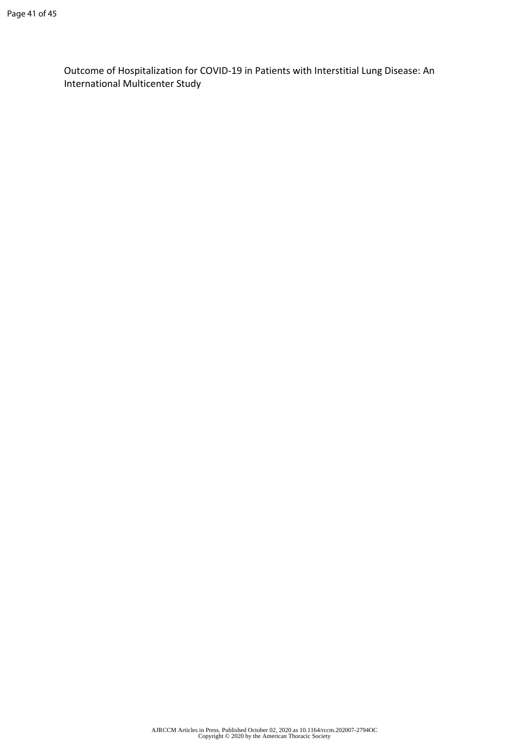Outcome of Hospitalization for COVID-19 in Patients with Interstitial Lung Disease: An International Multicenter Study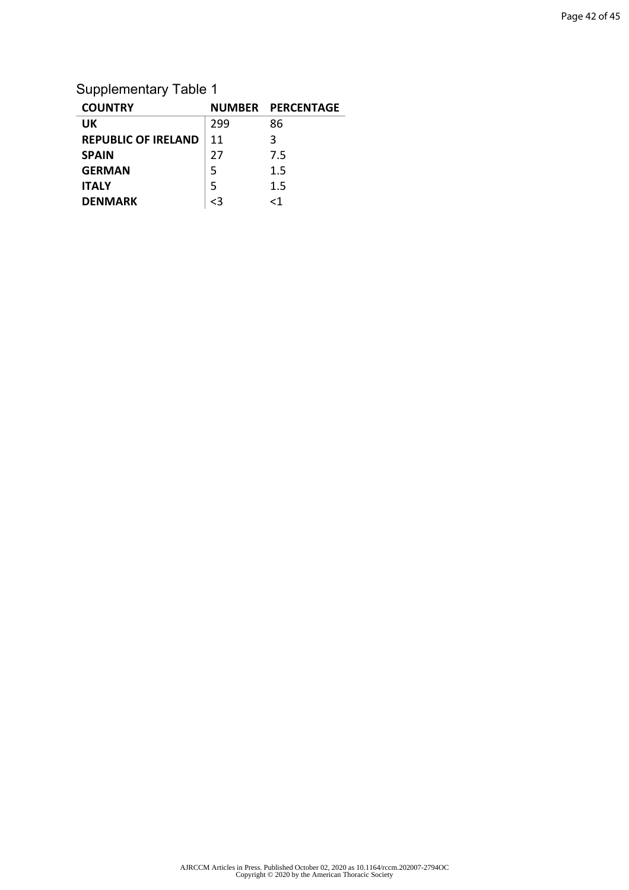Supplementary Table 1

| **COUNTRY** | **NUMBER** | **PERCENTAGE** |
|---|---|---|
| **UK** | 299 | 86 |
| **REPUBLIC OF IRELAND** | 11 | 3 |
| **SPAIN** | 27 | 7.5 |
| **GERMAN** | 5 | 1.5 |
| **ITALY** | 5 | 1.5 |
| **DENMARK** | <3 | <1 |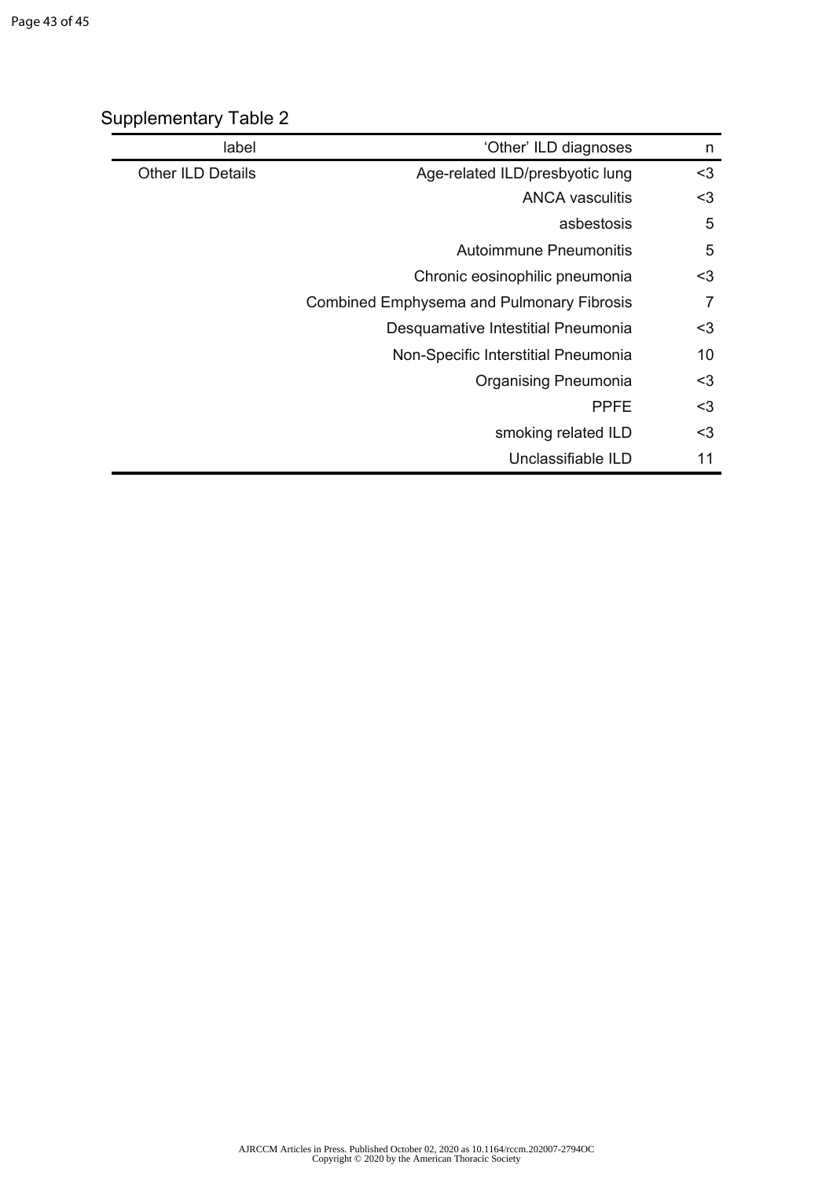## Supplementary Table 2

| label | 'Other' ILD diagnoses | n |
|---|---|---|
| Other ILD Details | Age-related ILD/presbyotic lung | <3 |
| | ANCA vasculitis | <3 |
| | asbestosis | 5 |
| | Autoimmune Pneumonitis | 5 |
| | Chronic eosinophilic pneumonia | <3 |
| | Combined Emphysema and Pulmonary Fibrosis | 7 |
| | Desquamative Intestitial Pneumonia | <3 |
| | Non-Specific Interstitial Pneumonia | 10 |
| | Organising Pneumonia | <3 |
| | PPFE | <3 |
| | smoking related ILD | <3 |
| | Unclassifiable ILD | 11 |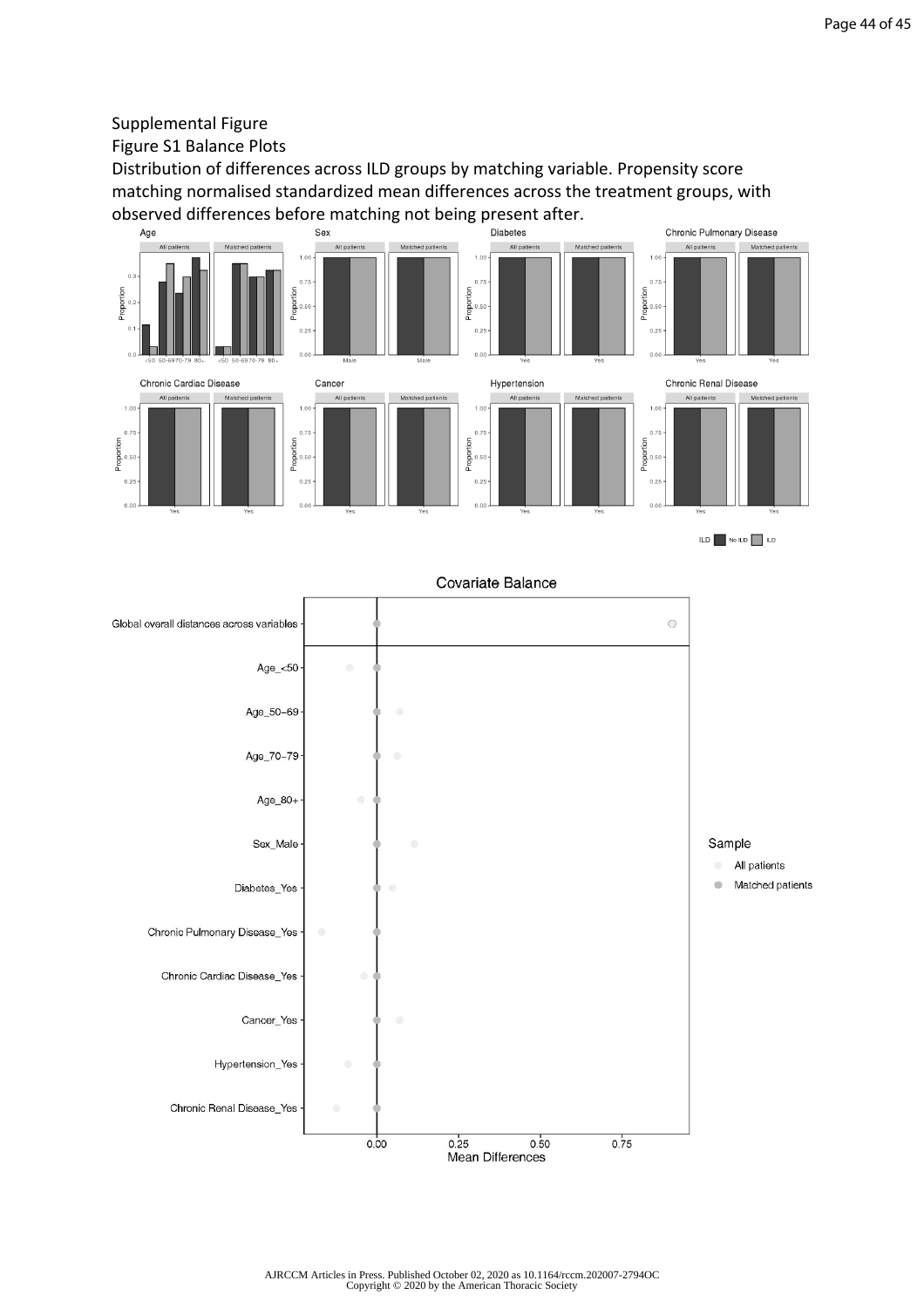Supplemental Figure

Figure S1 Balance Plots

Distribution of differences across ILD groups by matching variable. Propensity score matching normalised standardized mean differences across the treatment groups, with observed differences before matching not being present after.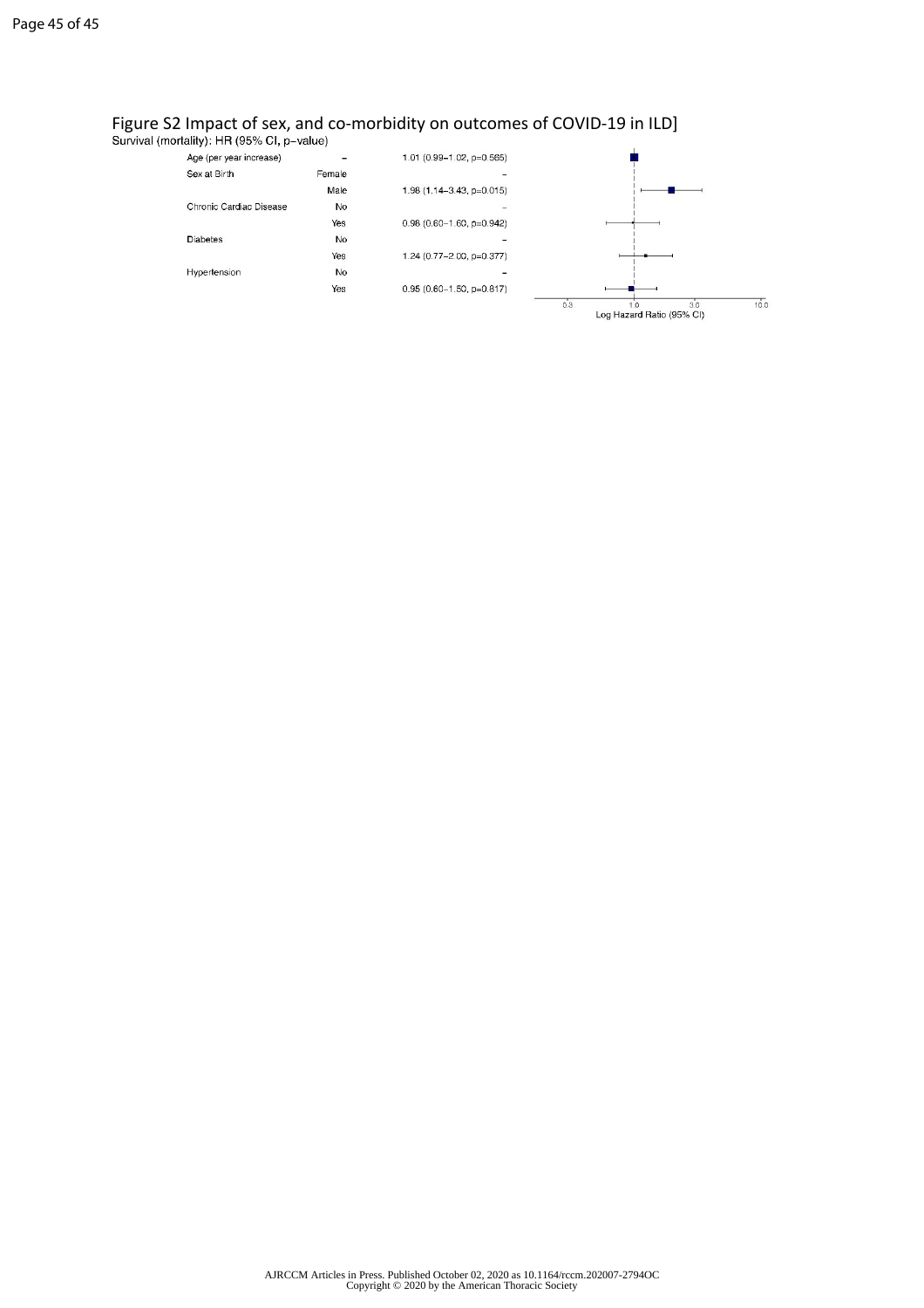Figure S2 Impact of sex, and co-morbidity on outcomes of COVID-19 in ILD]

Survival (mortality): HR (95% CI, p−value)

Age (per year increase) – 1.01 (0.99−1.02, p=0.565)

Sex at Birth Female –

Male 1.98 (1.14−3.43, p=0.015)

Chronic Cardiac Disease No –

Yes 0.98 (0.60−1.60, p=0.942)

Diabetes No –

Yes 1.24 (0.77−2.00, p=0.377)

Hypertension No –

Yes 0.95 (0.60−1.50, p=0.817)

0.3 1.0 3.0 10.0

Log Hazard Ratio (95% CI)